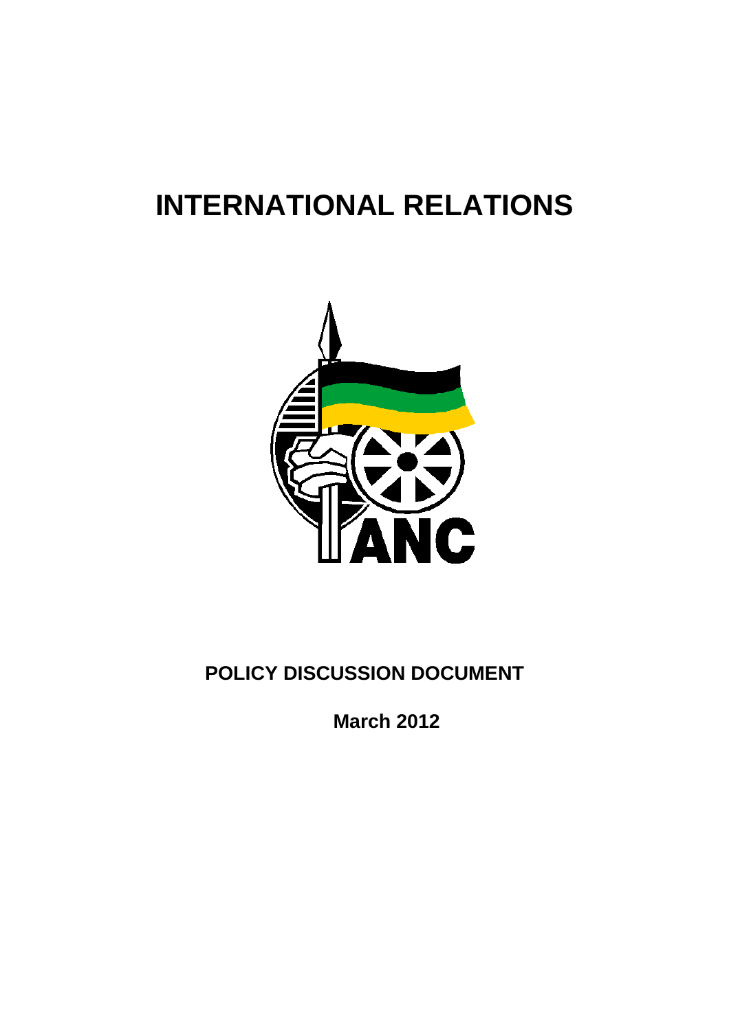# INTERNATIONAL RELATIONS

ANC

## POLICY DISCUSSION DOCUMENT

**March 2012**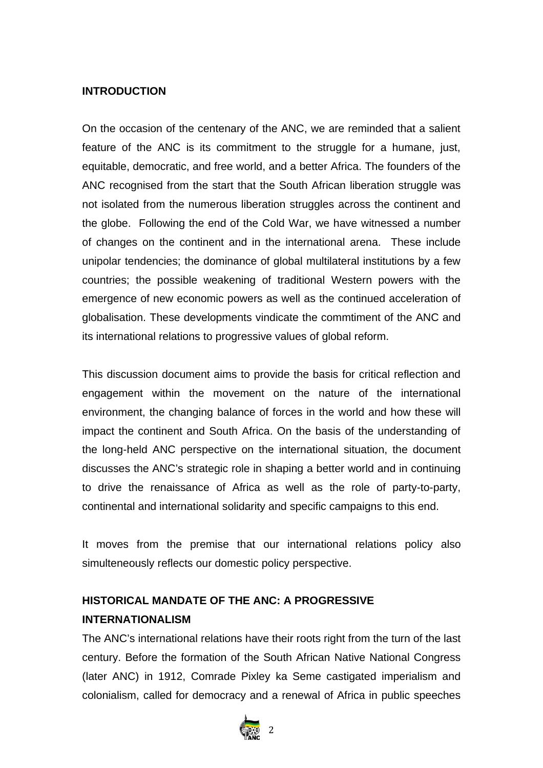## INTRODUCTION

On the occasion of the centenary of the ANC, we are reminded that a salient feature of the ANC is its commitment to the struggle for a humane, just, equitable, democratic, and free world, and a better Africa. The founders of the ANC recognised from the start that the South African liberation struggle was not isolated from the numerous liberation struggles across the continent and the globe. Following the end of the Cold War, we have witnessed a number of changes on the continent and in the international arena. These include unipolar tendencies; the dominance of global multilateral institutions by a few countries; the possible weakening of traditional Western powers with the emergence of new economic powers as well as the continued acceleration of globalisation. These developments vindicate the commtiment of the ANC and its international relations to progressive values of global reform.

This discussion document aims to provide the basis for critical reflection and engagement within the movement on the nature of the international environment, the changing balance of forces in the world and how these will impact the continent and South Africa. On the basis of the understanding of the long-held ANC perspective on the international situation, the document discusses the ANC's strategic role in shaping a better world and in continuing to drive the renaissance of Africa as well as the role of party-to-party, continental and international solidarity and specific campaigns to this end.

It moves from the premise that our international relations policy also simulteneously reflects our domestic policy perspective.

## HISTORICAL MANDATE OF THE ANC: A PROGRESSIVE INTERNATIONALISM

The ANC's international relations have their roots right from the turn of the last century. Before the formation of the South African Native National Congress (later ANC) in 1912, Comrade Pixley ka Seme castigated imperialism and colonialism, called for democracy and a renewal of Africa in public speeches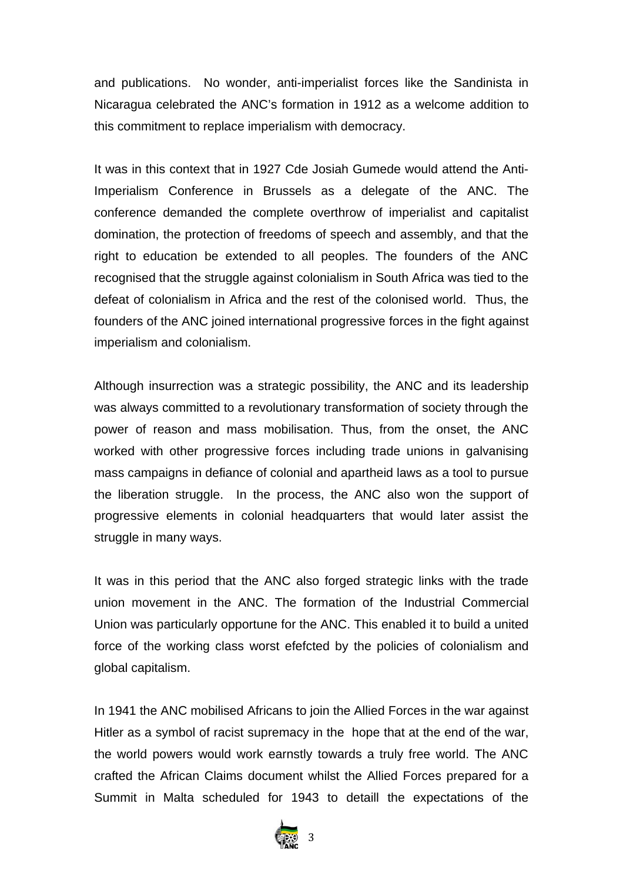and publications. No wonder, anti-imperialist forces like the Sandinista in Nicaragua celebrated the ANC's formation in 1912 as a welcome addition to this commitment to replace imperialism with democracy.

It was in this context that in 1927 Cde Josiah Gumede would attend the Anti-Imperialism Conference in Brussels as a delegate of the ANC. The conference demanded the complete overthrow of imperialist and capitalist domination, the protection of freedoms of speech and assembly, and that the right to education be extended to all peoples. The founders of the ANC recognised that the struggle against colonialism in South Africa was tied to the defeat of colonialism in Africa and the rest of the colonised world. Thus, the founders of the ANC joined international progressive forces in the fight against imperialism and colonialism.

Although insurrection was a strategic possibility, the ANC and its leadership was always committed to a revolutionary transformation of society through the power of reason and mass mobilisation. Thus, from the onset, the ANC worked with other progressive forces including trade unions in galvanising mass campaigns in defiance of colonial and apartheid laws as a tool to pursue the liberation struggle. In the process, the ANC also won the support of progressive elements in colonial headquarters that would later assist the struggle in many ways.

It was in this period that the ANC also forged strategic links with the trade union movement in the ANC. The formation of the Industrial Commercial Union was particularly opportune for the ANC. This enabled it to build a united force of the working class worst efefcted by the policies of colonialism and global capitalism.

In 1941 the ANC mobilised Africans to join the Allied Forces in the war against Hitler as a symbol of racist supremacy in the hope that at the end of the war, the world powers would work earnstly towards a truly free world. The ANC crafted the African Claims document whilst the Allied Forces prepared for a Summit in Malta scheduled for 1943 to detaill the expectations of the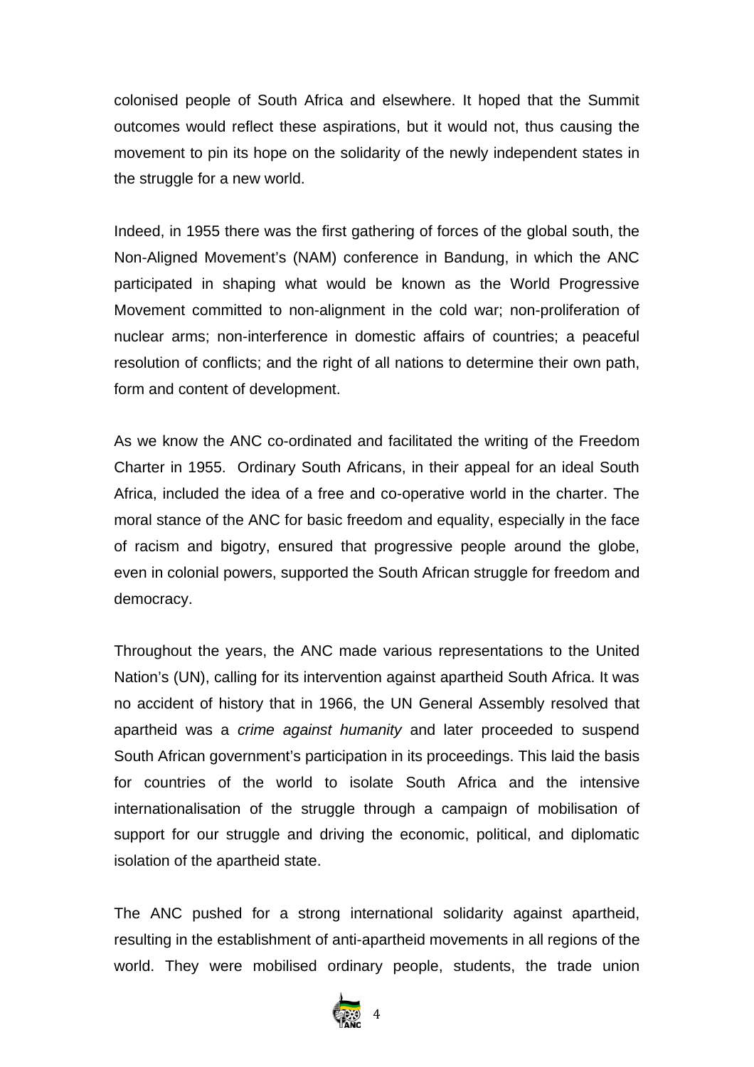colonised people of South Africa and elsewhere. It hoped that the Summit outcomes would reflect these aspirations, but it would not, thus causing the movement to pin its hope on the solidarity of the newly independent states in the struggle for a new world.

Indeed, in 1955 there was the first gathering of forces of the global south, the Non-Aligned Movement's (NAM) conference in Bandung, in which the ANC participated in shaping what would be known as the World Progressive Movement committed to non-alignment in the cold war; non-proliferation of nuclear arms; non-interference in domestic affairs of countries; a peaceful resolution of conflicts; and the right of all nations to determine their own path, form and content of development.

As we know the ANC co-ordinated and facilitated the writing of the Freedom Charter in 1955. Ordinary South Africans, in their appeal for an ideal South Africa, included the idea of a free and co-operative world in the charter. The moral stance of the ANC for basic freedom and equality, especially in the face of racism and bigotry, ensured that progressive people around the globe, even in colonial powers, supported the South African struggle for freedom and democracy.

Throughout the years, the ANC made various representations to the United Nation's (UN), calling for its intervention against apartheid South Africa. It was no accident of history that in 1966, the UN General Assembly resolved that apartheid was a *crime against humanity* and later proceeded to suspend South African government's participation in its proceedings. This laid the basis for countries of the world to isolate South Africa and the intensive internationalisation of the struggle through a campaign of mobilisation of support for our struggle and driving the economic, political, and diplomatic isolation of the apartheid state.

The ANC pushed for a strong international solidarity against apartheid, resulting in the establishment of anti-apartheid movements in all regions of the world. They were mobilised ordinary people, students, the trade union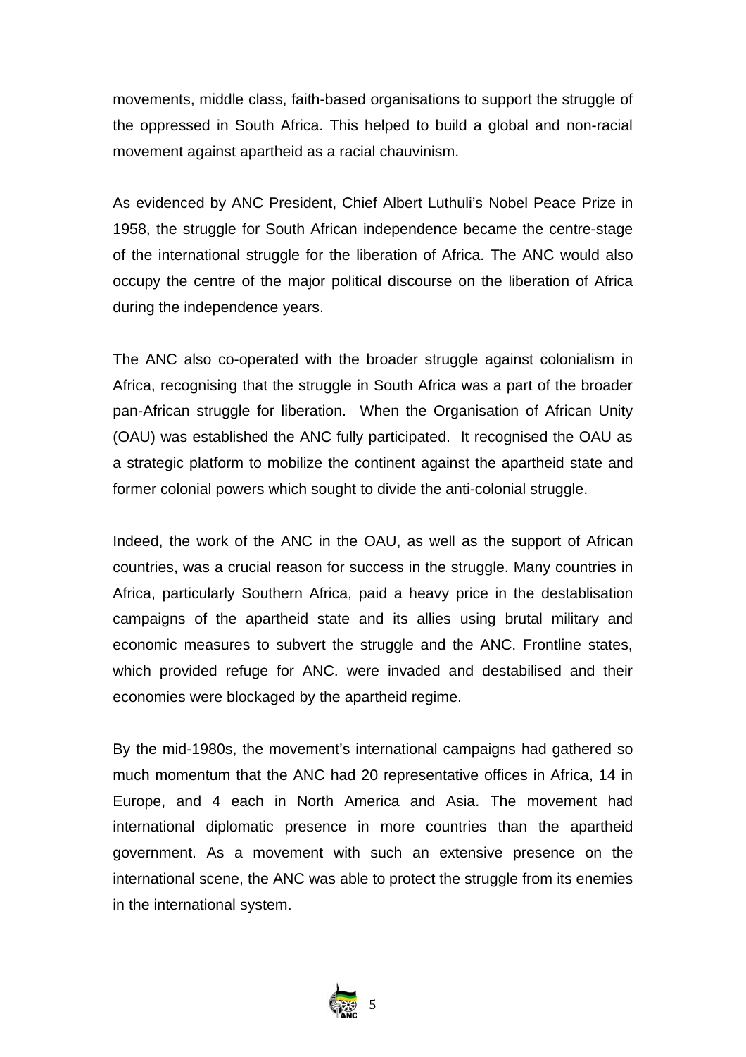movements, middle class, faith-based organisations to support the struggle of the oppressed in South Africa. This helped to build a global and non-racial movement against apartheid as a racial chauvinism.

As evidenced by ANC President, Chief Albert Luthuli's Nobel Peace Prize in 1958, the struggle for South African independence became the centre-stage of the international struggle for the liberation of Africa. The ANC would also occupy the centre of the major political discourse on the liberation of Africa during the independence years.

The ANC also co-operated with the broader struggle against colonialism in Africa, recognising that the struggle in South Africa was a part of the broader pan-African struggle for liberation. When the Organisation of African Unity (OAU) was established the ANC fully participated. It recognised the OAU as a strategic platform to mobilize the continent against the apartheid state and former colonial powers which sought to divide the anti-colonial struggle.

Indeed, the work of the ANC in the OAU, as well as the support of African countries, was a crucial reason for success in the struggle. Many countries in Africa, particularly Southern Africa, paid a heavy price in the destablisation campaigns of the apartheid state and its allies using brutal military and economic measures to subvert the struggle and the ANC. Frontline states, which provided refuge for ANC. were invaded and destabilised and their economies were blockaged by the apartheid regime.

By the mid-1980s, the movement's international campaigns had gathered so much momentum that the ANC had 20 representative offices in Africa, 14 in Europe, and 4 each in North America and Asia. The movement had international diplomatic presence in more countries than the apartheid government. As a movement with such an extensive presence on the international scene, the ANC was able to protect the struggle from its enemies in the international system.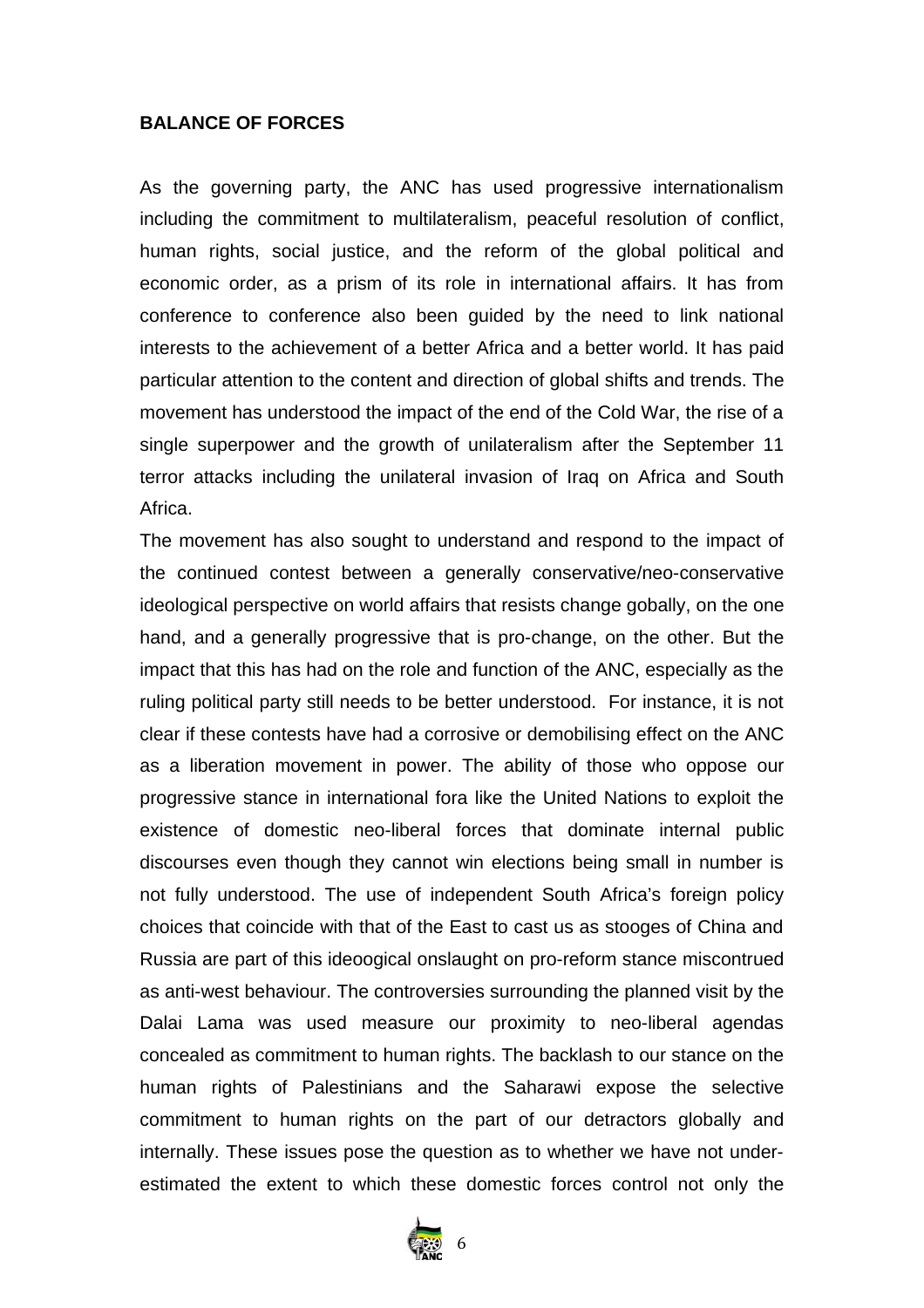**BALANCE OF FORCES**

As the governing party, the ANC has used progressive internationalism including the commitment to multilateralism, peaceful resolution of conflict, human rights, social justice, and the reform of the global political and economic order, as a prism of its role in international affairs. It has from conference to conference also been guided by the need to link national interests to the achievement of a better Africa and a better world. It has paid particular attention to the content and direction of global shifts and trends. The movement has understood the impact of the end of the Cold War, the rise of a single superpower and the growth of unilateralism after the September 11 terror attacks including the unilateral invasion of Iraq on Africa and South Africa.

The movement has also sought to understand and respond to the impact of the continued contest between a generally conservative/neo-conservative ideological perspective on world affairs that resists change gobally, on the one hand, and a generally progressive that is pro-change, on the other. But the impact that this has had on the role and function of the ANC, especially as the ruling political party still needs to be better understood. For instance, it is not clear if these contests have had a corrosive or demobilising effect on the ANC as a liberation movement in power. The ability of those who oppose our progressive stance in international fora like the United Nations to exploit the existence of domestic neo-liberal forces that dominate internal public discourses even though they cannot win elections being small in number is not fully understood. The use of independent South Africa's foreign policy choices that coincide with that of the East to cast us as stooges of China and Russia are part of this ideoogical onslaught on pro-reform stance miscontrued as anti-west behaviour. The controversies surrounding the planned visit by the Dalai Lama was used measure our proximity to neo-liberal agendas concealed as commitment to human rights. The backlash to our stance on the human rights of Palestinians and the Saharawi expose the selective commitment to human rights on the part of our detractors globally and internally. These issues pose the question as to whether we have not under-estimated the extent to which these domestic forces control not only the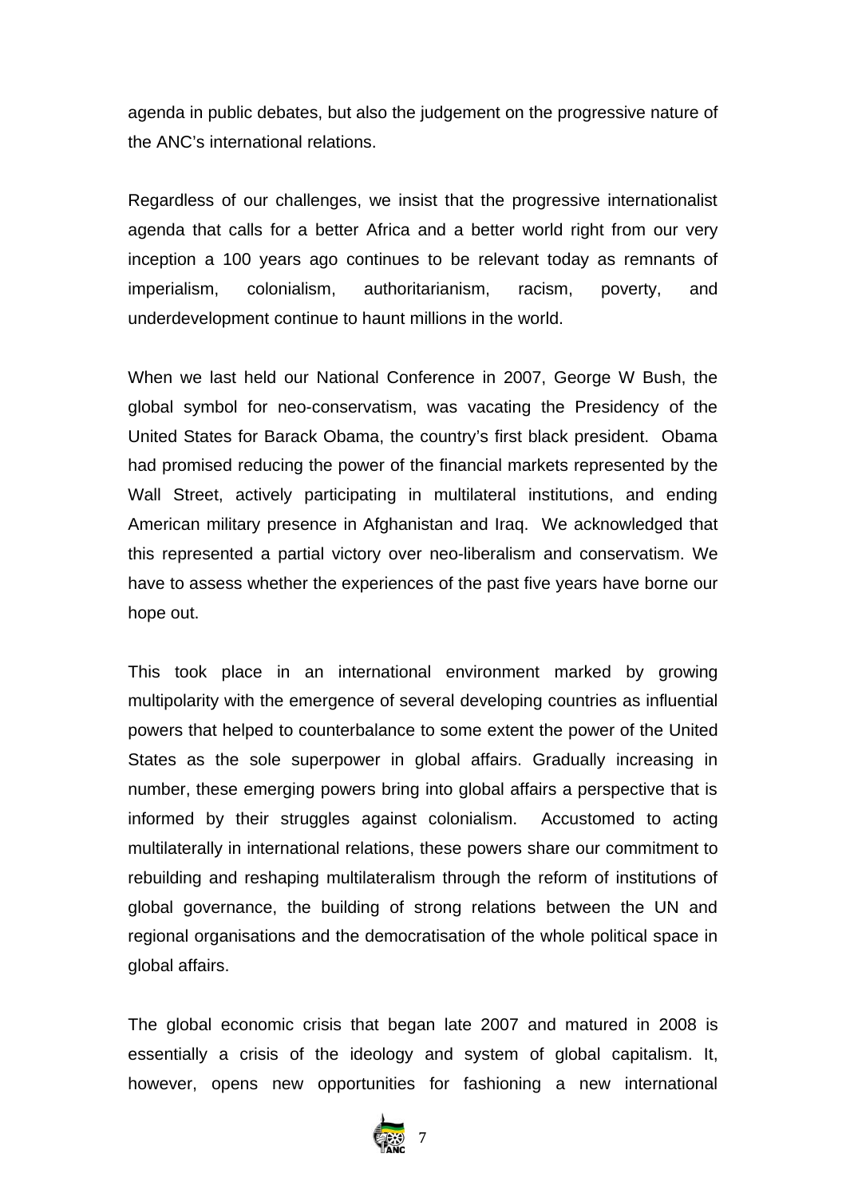agenda in public debates, but also the judgement on the progressive nature of the ANC's international relations.

Regardless of our challenges, we insist that the progressive internationalist agenda that calls for a better Africa and a better world right from our very inception a 100 years ago continues to be relevant today as remnants of imperialism, colonialism, authoritarianism, racism, poverty, and underdevelopment continue to haunt millions in the world.

When we last held our National Conference in 2007, George W Bush, the global symbol for neo-conservatism, was vacating the Presidency of the United States for Barack Obama, the country's first black president. Obama had promised reducing the power of the financial markets represented by the Wall Street, actively participating in multilateral institutions, and ending American military presence in Afghanistan and Iraq. We acknowledged that this represented a partial victory over neo-liberalism and conservatism. We have to assess whether the experiences of the past five years have borne our hope out.

This took place in an international environment marked by growing multipolarity with the emergence of several developing countries as influential powers that helped to counterbalance to some extent the power of the United States as the sole superpower in global affairs. Gradually increasing in number, these emerging powers bring into global affairs a perspective that is informed by their struggles against colonialism. Accustomed to acting multilaterally in international relations, these powers share our commitment to rebuilding and reshaping multilateralism through the reform of institutions of global governance, the building of strong relations between the UN and regional organisations and the democratisation of the whole political space in global affairs.

The global economic crisis that began late 2007 and matured in 2008 is essentially a crisis of the ideology and system of global capitalism. It, however, opens new opportunities for fashioning a new international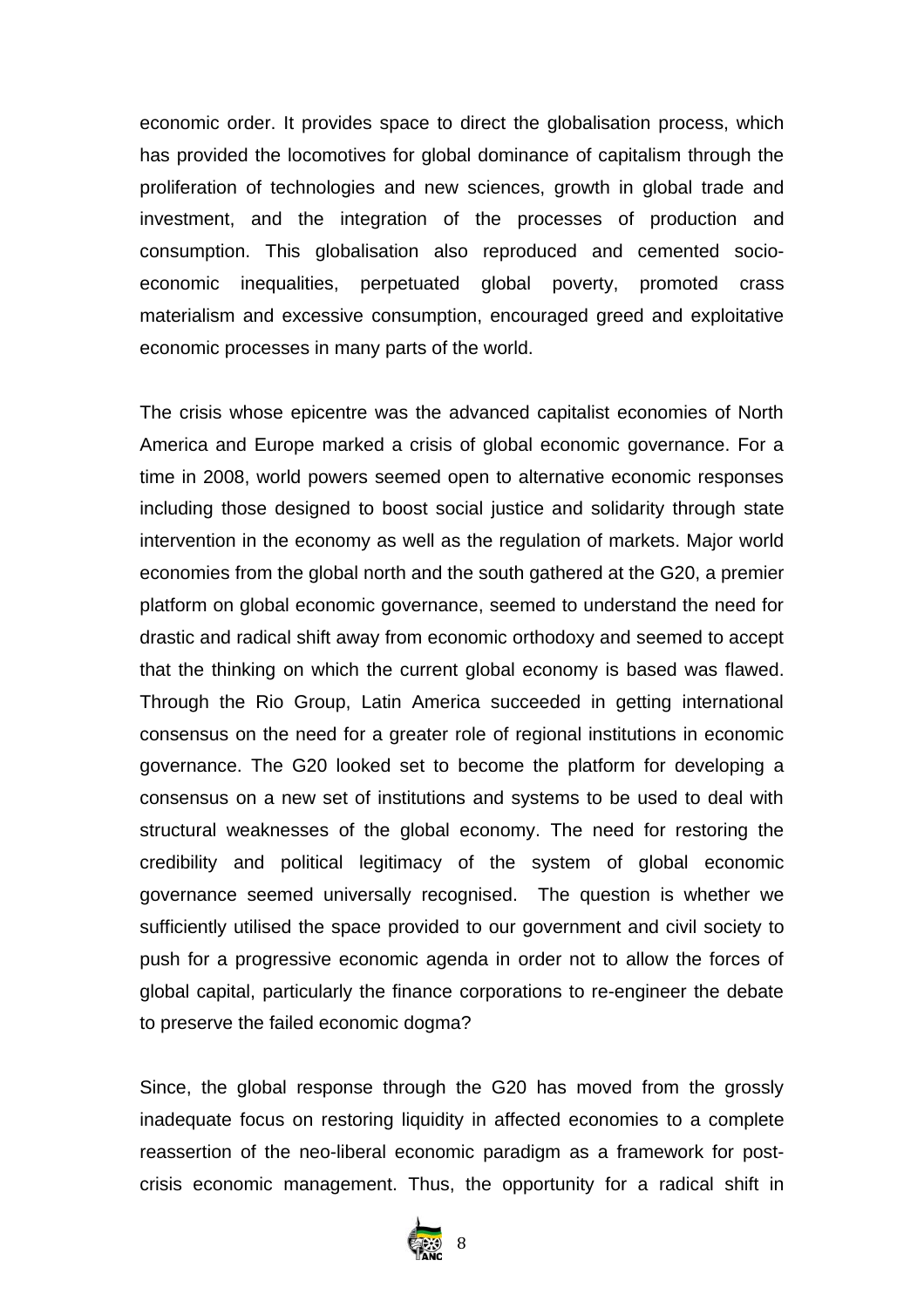economic order. It provides space to direct the globalisation process, which has provided the locomotives for global dominance of capitalism through the proliferation of technologies and new sciences, growth in global trade and investment, and the integration of the processes of production and consumption. This globalisation also reproduced and cemented socio-economic inequalities, perpetuated global poverty, promoted crass materialism and excessive consumption, encouraged greed and exploitative economic processes in many parts of the world.

The crisis whose epicentre was the advanced capitalist economies of North America and Europe marked a crisis of global economic governance. For a time in 2008, world powers seemed open to alternative economic responses including those designed to boost social justice and solidarity through state intervention in the economy as well as the regulation of markets. Major world economies from the global north and the south gathered at the G20, a premier platform on global economic governance, seemed to understand the need for drastic and radical shift away from economic orthodoxy and seemed to accept that the thinking on which the current global economy is based was flawed. Through the Rio Group, Latin America succeeded in getting international consensus on the need for a greater role of regional institutions in economic governance. The G20 looked set to become the platform for developing a consensus on a new set of institutions and systems to be used to deal with structural weaknesses of the global economy. The need for restoring the credibility and political legitimacy of the system of global economic governance seemed universally recognised. The question is whether we sufficiently utilised the space provided to our government and civil society to push for a progressive economic agenda in order not to allow the forces of global capital, particularly the finance corporations to re-engineer the debate to preserve the failed economic dogma?

Since, the global response through the G20 has moved from the grossly inadequate focus on restoring liquidity in affected economies to a complete reassertion of the neo-liberal economic paradigm as a framework for post-crisis economic management. Thus, the opportunity for a radical shift in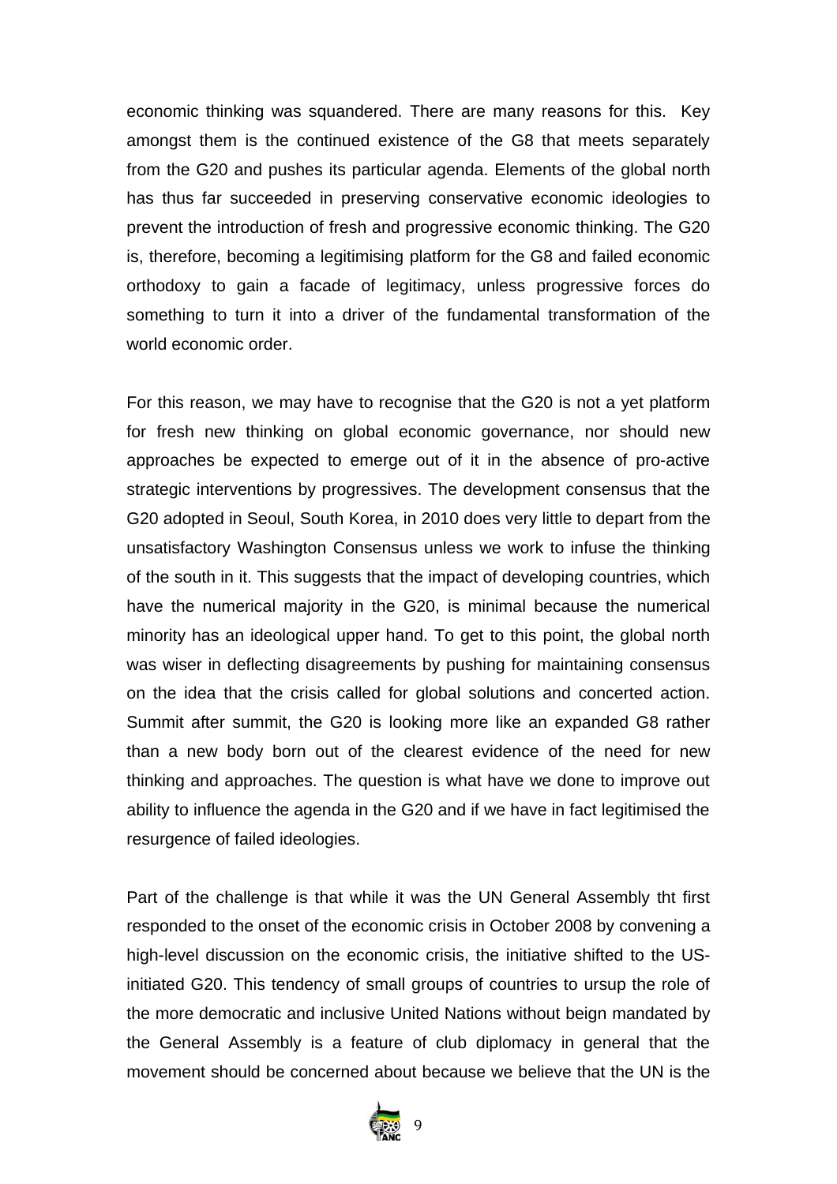economic thinking was squandered. There are many reasons for this. Key amongst them is the continued existence of the G8 that meets separately from the G20 and pushes its particular agenda. Elements of the global north has thus far succeeded in preserving conservative economic ideologies to prevent the introduction of fresh and progressive economic thinking. The G20 is, therefore, becoming a legitimising platform for the G8 and failed economic orthodoxy to gain a facade of legitimacy, unless progressive forces do something to turn it into a driver of the fundamental transformation of the world economic order.

For this reason, we may have to recognise that the G20 is not a yet platform for fresh new thinking on global economic governance, nor should new approaches be expected to emerge out of it in the absence of pro-active strategic interventions by progressives. The development consensus that the G20 adopted in Seoul, South Korea, in 2010 does very little to depart from the unsatisfactory Washington Consensus unless we work to infuse the thinking of the south in it. This suggests that the impact of developing countries, which have the numerical majority in the G20, is minimal because the numerical minority has an ideological upper hand. To get to this point, the global north was wiser in deflecting disagreements by pushing for maintaining consensus on the idea that the crisis called for global solutions and concerted action. Summit after summit, the G20 is looking more like an expanded G8 rather than a new body born out of the clearest evidence of the need for new thinking and approaches. The question is what have we done to improve out ability to influence the agenda in the G20 and if we have in fact legitimised the resurgence of failed ideologies.

Part of the challenge is that while it was the UN General Assembly tht first responded to the onset of the economic crisis in October 2008 by convening a high-level discussion on the economic crisis, the initiative shifted to the US-initiated G20. This tendency of small groups of countries to ursup the role of the more democratic and inclusive United Nations without beign mandated by the General Assembly is a feature of club diplomacy in general that the movement should be concerned about because we believe that the UN is the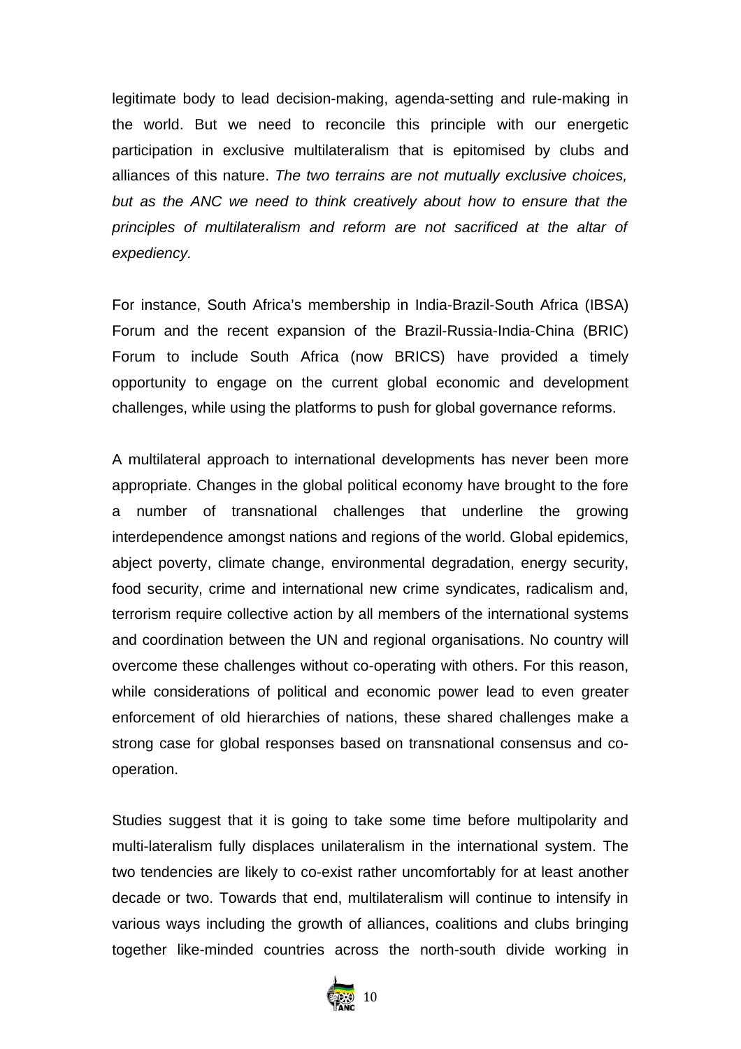legitimate body to lead decision-making, agenda-setting and rule-making in the world. But we need to reconcile this principle with our energetic participation in exclusive multilateralism that is epitomised by clubs and alliances of this nature. *The two terrains are not mutually exclusive choices, but as the ANC we need to think creatively about how to ensure that the principles of multilateralism and reform are not sacrificed at the altar of expediency.*

For instance, South Africa's membership in India-Brazil-South Africa (IBSA) Forum and the recent expansion of the Brazil-Russia-India-China (BRIC) Forum to include South Africa (now BRICS) have provided a timely opportunity to engage on the current global economic and development challenges, while using the platforms to push for global governance reforms.

A multilateral approach to international developments has never been more appropriate. Changes in the global political economy have brought to the fore a number of transnational challenges that underline the growing interdependence amongst nations and regions of the world. Global epidemics, abject poverty, climate change, environmental degradation, energy security, food security, crime and international new crime syndicates, radicalism and, terrorism require collective action by all members of the international systems and coordination between the UN and regional organisations. No country will overcome these challenges without co-operating with others. For this reason, while considerations of political and economic power lead to even greater enforcement of old hierarchies of nations, these shared challenges make a strong case for global responses based on transnational consensus and co-operation.

Studies suggest that it is going to take some time before multipolarity and multi-lateralism fully displaces unilateralism in the international system. The two tendencies are likely to co-exist rather uncomfortably for at least another decade or two. Towards that end, multilateralism will continue to intensify in various ways including the growth of alliances, coalitions and clubs bringing together like-minded countries across the north-south divide working in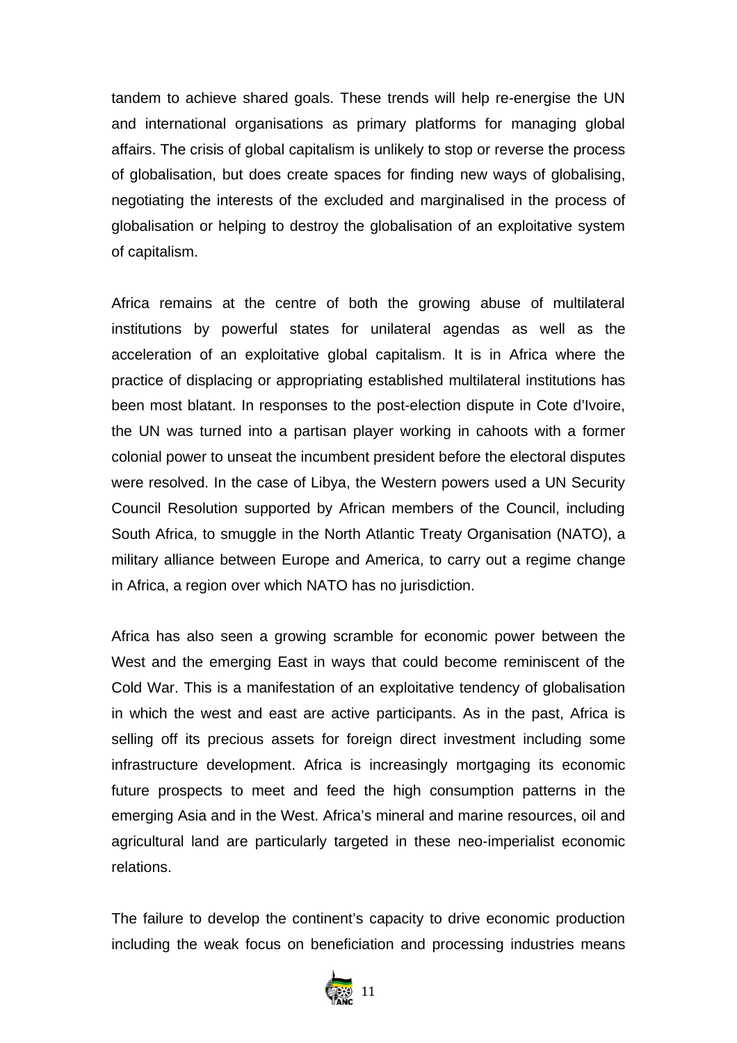tandem to achieve shared goals. These trends will help re-energise the UN and international organisations as primary platforms for managing global affairs. The crisis of global capitalism is unlikely to stop or reverse the process of globalisation, but does create spaces for finding new ways of globalising, negotiating the interests of the excluded and marginalised in the process of globalisation or helping to destroy the globalisation of an exploitative system of capitalism.

Africa remains at the centre of both the growing abuse of multilateral institutions by powerful states for unilateral agendas as well as the acceleration of an exploitative global capitalism. It is in Africa where the practice of displacing or appropriating established multilateral institutions has been most blatant. In responses to the post-election dispute in Cote d'Ivoire, the UN was turned into a partisan player working in cahoots with a former colonial power to unseat the incumbent president before the electoral disputes were resolved. In the case of Libya, the Western powers used a UN Security Council Resolution supported by African members of the Council, including South Africa, to smuggle in the North Atlantic Treaty Organisation (NATO), a military alliance between Europe and America, to carry out a regime change in Africa, a region over which NATO has no jurisdiction.

Africa has also seen a growing scramble for economic power between the West and the emerging East in ways that could become reminiscent of the Cold War. This is a manifestation of an exploitative tendency of globalisation in which the west and east are active participants. As in the past, Africa is selling off its precious assets for foreign direct investment including some infrastructure development. Africa is increasingly mortgaging its economic future prospects to meet and feed the high consumption patterns in the emerging Asia and in the West. Africa's mineral and marine resources, oil and agricultural land are particularly targeted in these neo-imperialist economic relations.

The failure to develop the continent's capacity to drive economic production including the weak focus on beneficiation and processing industries means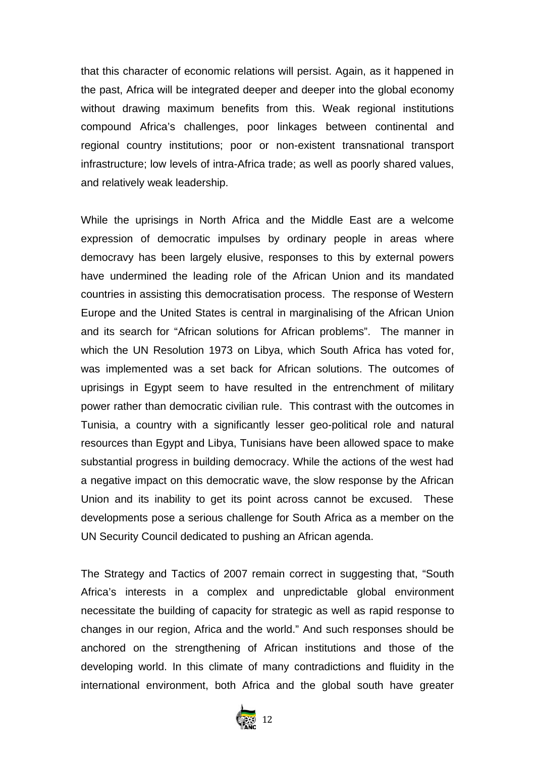that this character of economic relations will persist. Again, as it happened in the past, Africa will be integrated deeper and deeper into the global economy without drawing maximum benefits from this. Weak regional institutions compound Africa's challenges, poor linkages between continental and regional country institutions; poor or non-existent transnational transport infrastructure; low levels of intra-Africa trade; as well as poorly shared values, and relatively weak leadership.

While the uprisings in North Africa and the Middle East are a welcome expression of democratic impulses by ordinary people in areas where democravy has been largely elusive, responses to this by external powers have undermined the leading role of the African Union and its mandated countries in assisting this democratisation process. The response of Western Europe and the United States is central in marginalising of the African Union and its search for "African solutions for African problems". The manner in which the UN Resolution 1973 on Libya, which South Africa has voted for, was implemented was a set back for African solutions. The outcomes of uprisings in Egypt seem to have resulted in the entrenchment of military power rather than democratic civilian rule. This contrast with the outcomes in Tunisia, a country with a significantly lesser geo-political role and natural resources than Egypt and Libya, Tunisians have been allowed space to make substantial progress in building democracy. While the actions of the west had a negative impact on this democratic wave, the slow response by the African Union and its inability to get its point across cannot be excused. These developments pose a serious challenge for South Africa as a member on the UN Security Council dedicated to pushing an African agenda.

The Strategy and Tactics of 2007 remain correct in suggesting that, "South Africa's interests in a complex and unpredictable global environment necessitate the building of capacity for strategic as well as rapid response to changes in our region, Africa and the world." And such responses should be anchored on the strengthening of African institutions and those of the developing world. In this climate of many contradictions and fluidity in the international environment, both Africa and the global south have greater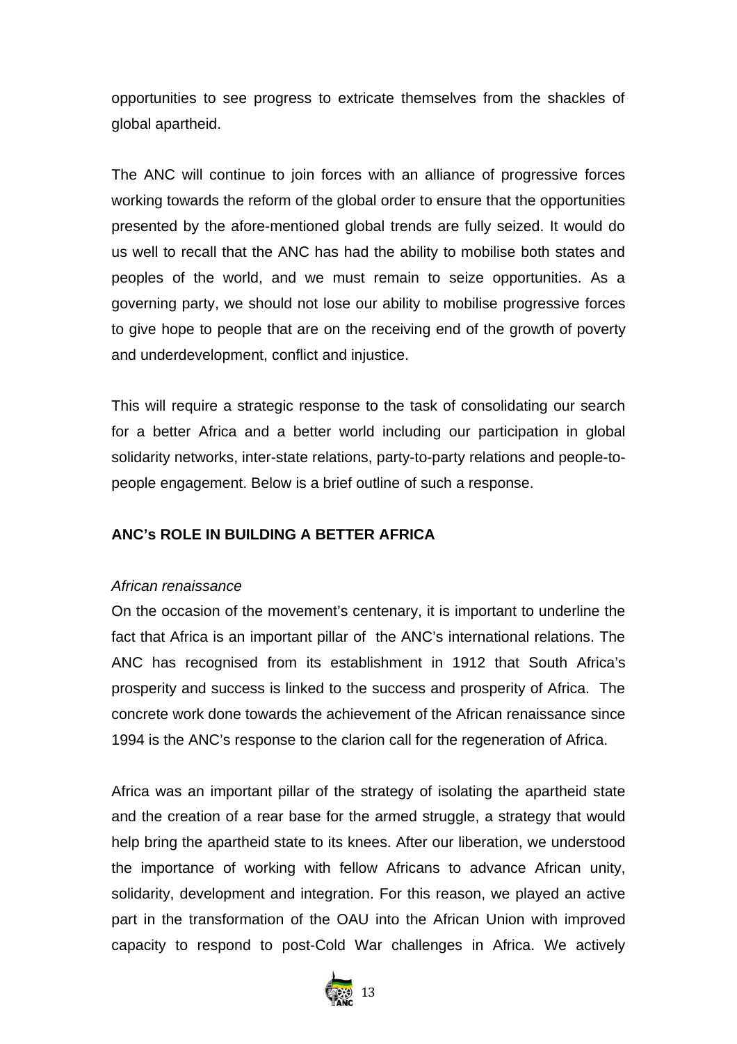opportunities to see progress to extricate themselves from the shackles of global apartheid.

The ANC will continue to join forces with an alliance of progressive forces working towards the reform of the global order to ensure that the opportunities presented by the afore-mentioned global trends are fully seized. It would do us well to recall that the ANC has had the ability to mobilise both states and peoples of the world, and we must remain to seize opportunities. As a governing party, we should not lose our ability to mobilise progressive forces to give hope to people that are on the receiving end of the growth of poverty and underdevelopment, conflict and injustice.

This will require a strategic response to the task of consolidating our search for a better Africa and a better world including our participation in global solidarity networks, inter-state relations, party-to-party relations and people-to-people engagement. Below is a brief outline of such a response.

**ANC's ROLE IN BUILDING A BETTER AFRICA**

*African renaissance*

On the occasion of the movement's centenary, it is important to underline the fact that Africa is an important pillar of the ANC's international relations. The ANC has recognised from its establishment in 1912 that South Africa's prosperity and success is linked to the success and prosperity of Africa. The concrete work done towards the achievement of the African renaissance since 1994 is the ANC's response to the clarion call for the regeneration of Africa.

Africa was an important pillar of the strategy of isolating the apartheid state and the creation of a rear base for the armed struggle, a strategy that would help bring the apartheid state to its knees. After our liberation, we understood the importance of working with fellow Africans to advance African unity, solidarity, development and integration. For this reason, we played an active part in the transformation of the OAU into the African Union with improved capacity to respond to post-Cold War challenges in Africa. We actively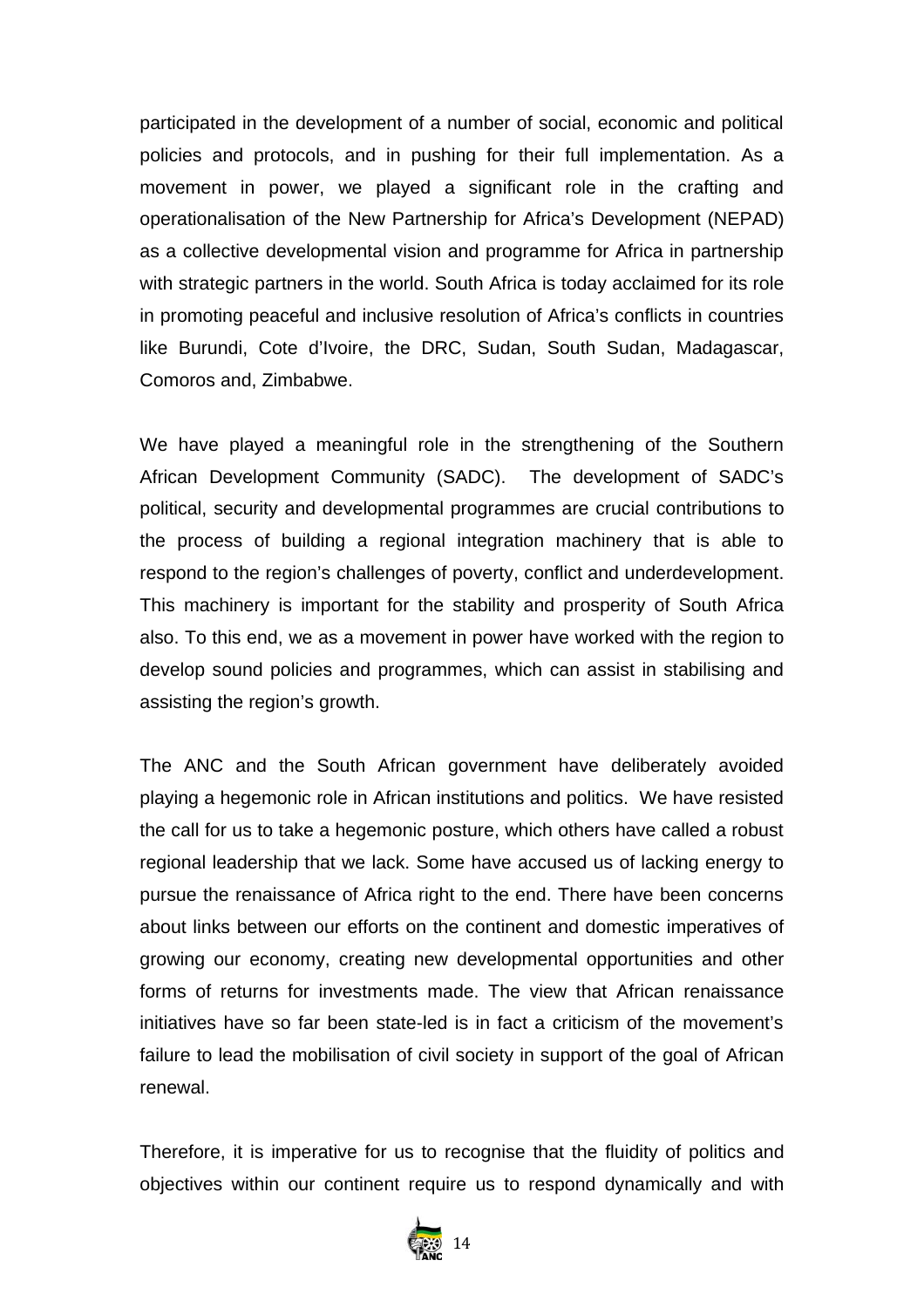participated in the development of a number of social, economic and political policies and protocols, and in pushing for their full implementation. As a movement in power, we played a significant role in the crafting and operationalisation of the New Partnership for Africa's Development (NEPAD) as a collective developmental vision and programme for Africa in partnership with strategic partners in the world. South Africa is today acclaimed for its role in promoting peaceful and inclusive resolution of Africa's conflicts in countries like Burundi, Cote d'Ivoire, the DRC, Sudan, South Sudan, Madagascar, Comoros and, Zimbabwe.

We have played a meaningful role in the strengthening of the Southern African Development Community (SADC). The development of SADC's political, security and developmental programmes are crucial contributions to the process of building a regional integration machinery that is able to respond to the region's challenges of poverty, conflict and underdevelopment. This machinery is important for the stability and prosperity of South Africa also. To this end, we as a movement in power have worked with the region to develop sound policies and programmes, which can assist in stabilising and assisting the region's growth.

The ANC and the South African government have deliberately avoided playing a hegemonic role in African institutions and politics. We have resisted the call for us to take a hegemonic posture, which others have called a robust regional leadership that we lack. Some have accused us of lacking energy to pursue the renaissance of Africa right to the end. There have been concerns about links between our efforts on the continent and domestic imperatives of growing our economy, creating new developmental opportunities and other forms of returns for investments made. The view that African renaissance initiatives have so far been state-led is in fact a criticism of the movement's failure to lead the mobilisation of civil society in support of the goal of African renewal.

Therefore, it is imperative for us to recognise that the fluidity of politics and objectives within our continent require us to respond dynamically and with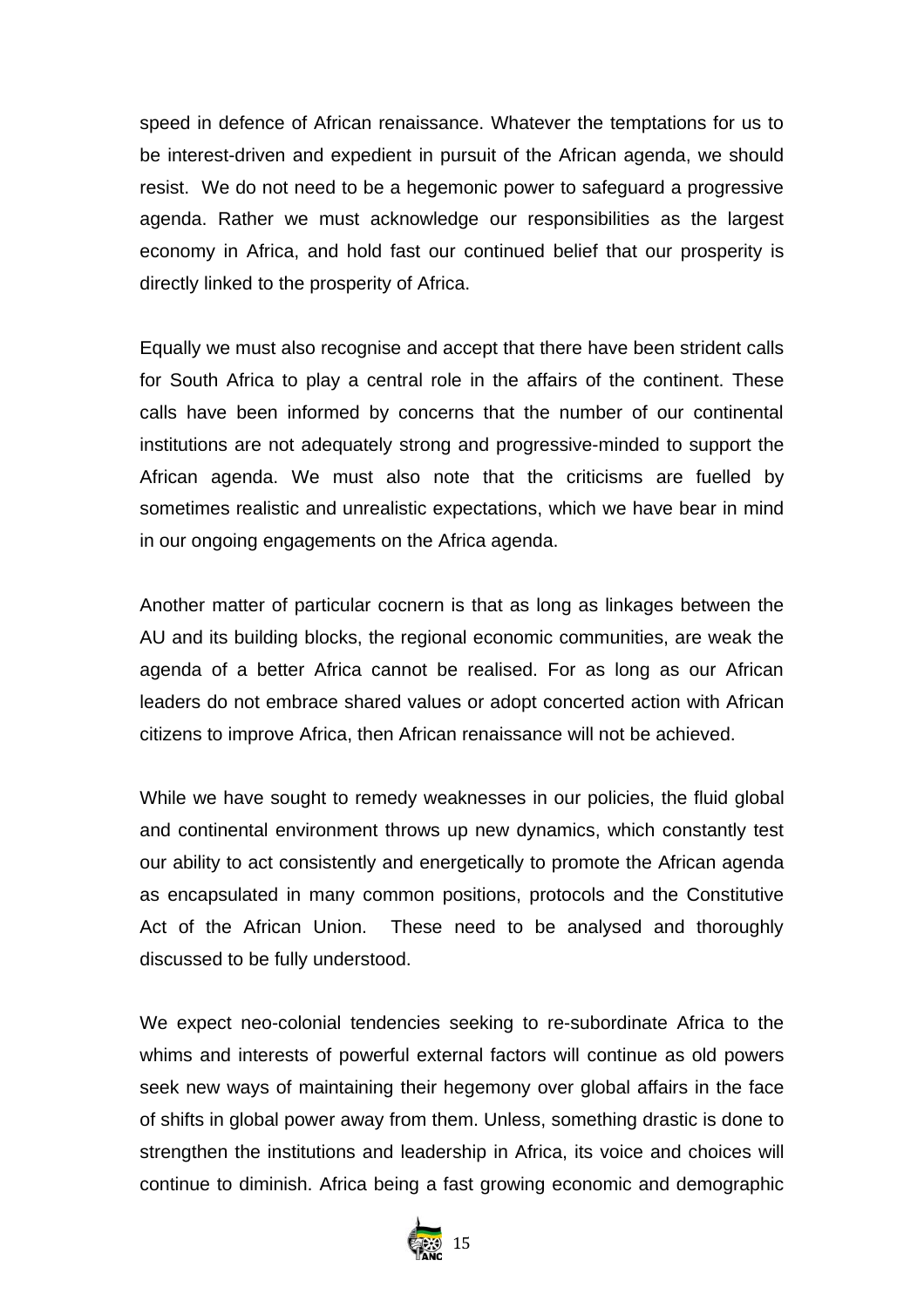speed in defence of African renaissance. Whatever the temptations for us to be interest-driven and expedient in pursuit of the African agenda, we should resist. We do not need to be a hegemonic power to safeguard a progressive agenda. Rather we must acknowledge our responsibilities as the largest economy in Africa, and hold fast our continued belief that our prosperity is directly linked to the prosperity of Africa.

Equally we must also recognise and accept that there have been strident calls for South Africa to play a central role in the affairs of the continent. These calls have been informed by concerns that the number of our continental institutions are not adequately strong and progressive-minded to support the African agenda. We must also note that the criticisms are fuelled by sometimes realistic and unrealistic expectations, which we have bear in mind in our ongoing engagements on the Africa agenda.

Another matter of particular cocnern is that as long as linkages between the AU and its building blocks, the regional economic communities, are weak the agenda of a better Africa cannot be realised. For as long as our African leaders do not embrace shared values or adopt concerted action with African citizens to improve Africa, then African renaissance will not be achieved.

While we have sought to remedy weaknesses in our policies, the fluid global and continental environment throws up new dynamics, which constantly test our ability to act consistently and energetically to promote the African agenda as encapsulated in many common positions, protocols and the Constitutive Act of the African Union. These need to be analysed and thoroughly discussed to be fully understood.

We expect neo-colonial tendencies seeking to re-subordinate Africa to the whims and interests of powerful external factors will continue as old powers seek new ways of maintaining their hegemony over global affairs in the face of shifts in global power away from them. Unless, something drastic is done to strengthen the institutions and leadership in Africa, its voice and choices will continue to diminish. Africa being a fast growing economic and demographic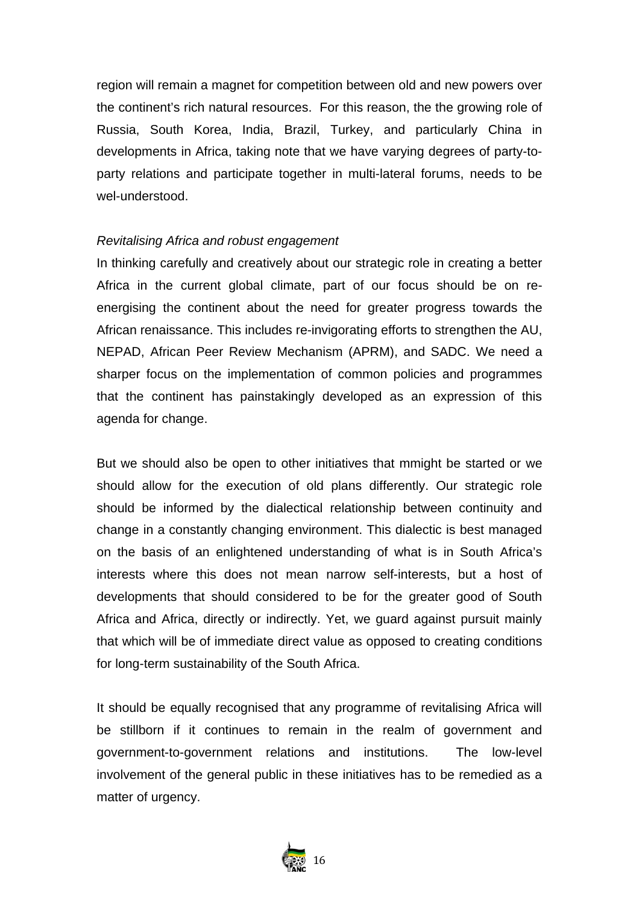region will remain a magnet for competition between old and new powers over the continent's rich natural resources. For this reason, the the growing role of Russia, South Korea, India, Brazil, Turkey, and particularly China in developments in Africa, taking note that we have varying degrees of party-to-party relations and participate together in multi-lateral forums, needs to be wel-understood.

*Revitalising Africa and robust engagement*

In thinking carefully and creatively about our strategic role in creating a better Africa in the current global climate, part of our focus should be on re-energising the continent about the need for greater progress towards the African renaissance. This includes re-invigorating efforts to strengthen the AU, NEPAD, African Peer Review Mechanism (APRM), and SADC. We need a sharper focus on the implementation of common policies and programmes that the continent has painstakingly developed as an expression of this agenda for change.

But we should also be open to other initiatives that mmight be started or we should allow for the execution of old plans differently. Our strategic role should be informed by the dialectical relationship between continuity and change in a constantly changing environment. This dialectic is best managed on the basis of an enlightened understanding of what is in South Africa's interests where this does not mean narrow self-interests, but a host of developments that should considered to be for the greater good of South Africa and Africa, directly or indirectly. Yet, we guard against pursuit mainly that which will be of immediate direct value as opposed to creating conditions for long-term sustainability of the South Africa.

It should be equally recognised that any programme of revitalising Africa will be stillborn if it continues to remain in the realm of government and government-to-government relations and institutions. The low-level involvement of the general public in these initiatives has to be remedied as a matter of urgency.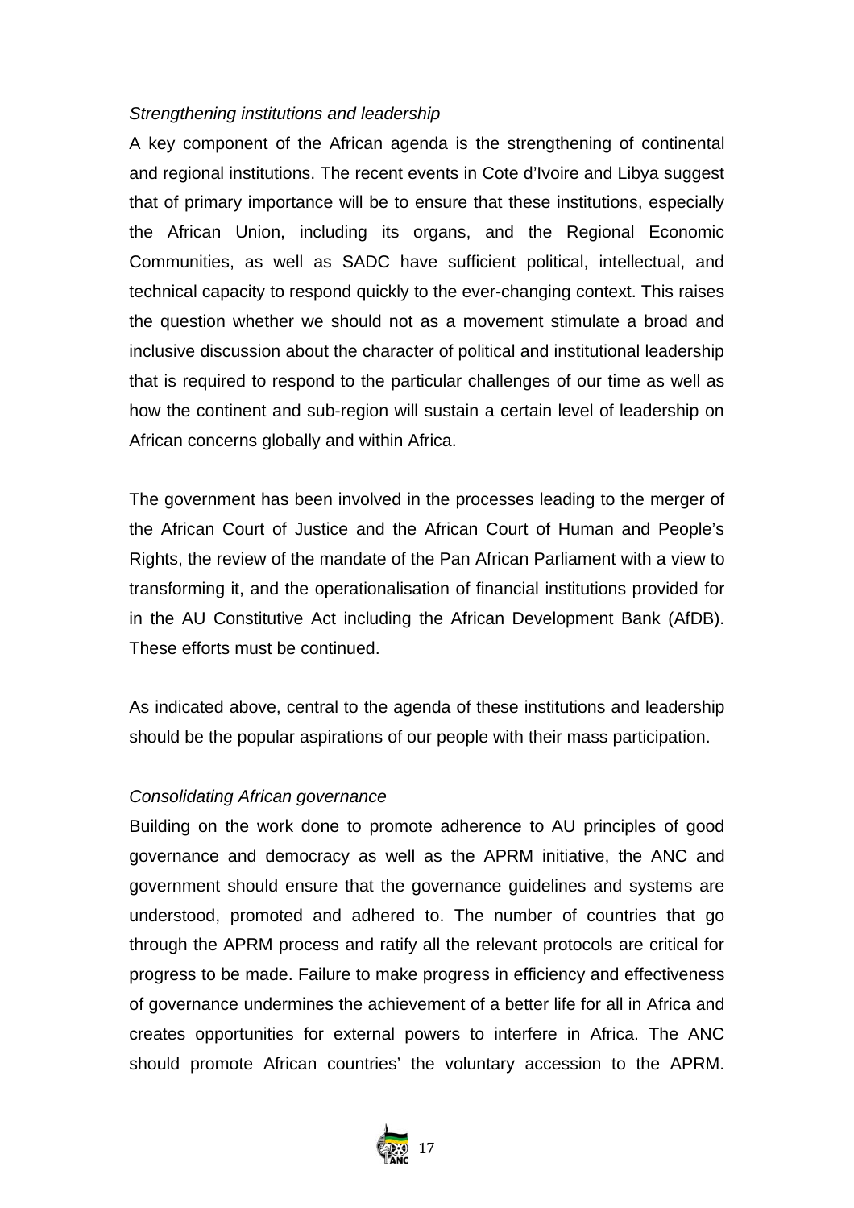*Strengthening institutions and leadership*

A key component of the African agenda is the strengthening of continental and regional institutions. The recent events in Cote d'Ivoire and Libya suggest that of primary importance will be to ensure that these institutions, especially the African Union, including its organs, and the Regional Economic Communities, as well as SADC have sufficient political, intellectual, and technical capacity to respond quickly to the ever-changing context. This raises the question whether we should not as a movement stimulate a broad and inclusive discussion about the character of political and institutional leadership that is required to respond to the particular challenges of our time as well as how the continent and sub-region will sustain a certain level of leadership on African concerns globally and within Africa.

The government has been involved in the processes leading to the merger of the African Court of Justice and the African Court of Human and People's Rights, the review of the mandate of the Pan African Parliament with a view to transforming it, and the operationalisation of financial institutions provided for in the AU Constitutive Act including the African Development Bank (AfDB). These efforts must be continued.

As indicated above, central to the agenda of these institutions and leadership should be the popular aspirations of our people with their mass participation.

*Consolidating African governance*

Building on the work done to promote adherence to AU principles of good governance and democracy as well as the APRM initiative, the ANC and government should ensure that the governance guidelines and systems are understood, promoted and adhered to. The number of countries that go through the APRM process and ratify all the relevant protocols are critical for progress to be made. Failure to make progress in efficiency and effectiveness of governance undermines the achievement of a better life for all in Africa and creates opportunities for external powers to interfere in Africa. The ANC should promote African countries' the voluntary accession to the APRM.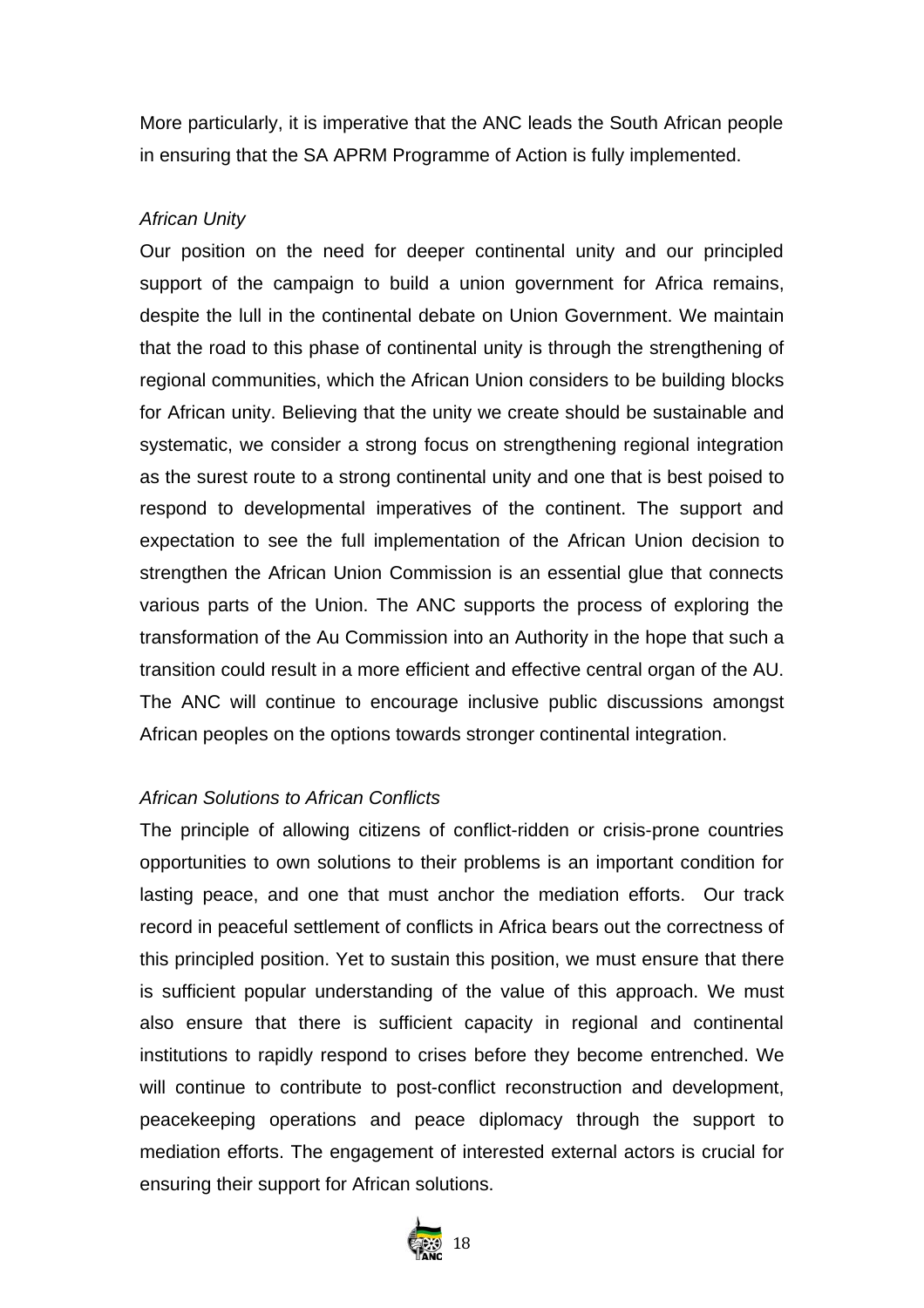More particularly, it is imperative that the ANC leads the South African people in ensuring that the SA APRM Programme of Action is fully implemented.

*African Unity*

Our position on the need for deeper continental unity and our principled support of the campaign to build a union government for Africa remains, despite the lull in the continental debate on Union Government. We maintain that the road to this phase of continental unity is through the strengthening of regional communities, which the African Union considers to be building blocks for African unity. Believing that the unity we create should be sustainable and systematic, we consider a strong focus on strengthening regional integration as the surest route to a strong continental unity and one that is best poised to respond to developmental imperatives of the continent. The support and expectation to see the full implementation of the African Union decision to strengthen the African Union Commission is an essential glue that connects various parts of the Union. The ANC supports the process of exploring the transformation of the Au Commission into an Authority in the hope that such a transition could result in a more efficient and effective central organ of the AU. The ANC will continue to encourage inclusive public discussions amongst African peoples on the options towards stronger continental integration.

*African Solutions to African Conflicts*

The principle of allowing citizens of conflict-ridden or crisis-prone countries opportunities to own solutions to their problems is an important condition for lasting peace, and one that must anchor the mediation efforts. Our track record in peaceful settlement of conflicts in Africa bears out the correctness of this principled position. Yet to sustain this position, we must ensure that there is sufficient popular understanding of the value of this approach. We must also ensure that there is sufficient capacity in regional and continental institutions to rapidly respond to crises before they become entrenched. We will continue to contribute to post-conflict reconstruction and development, peacekeeping operations and peace diplomacy through the support to mediation efforts. The engagement of interested external actors is crucial for ensuring their support for African solutions.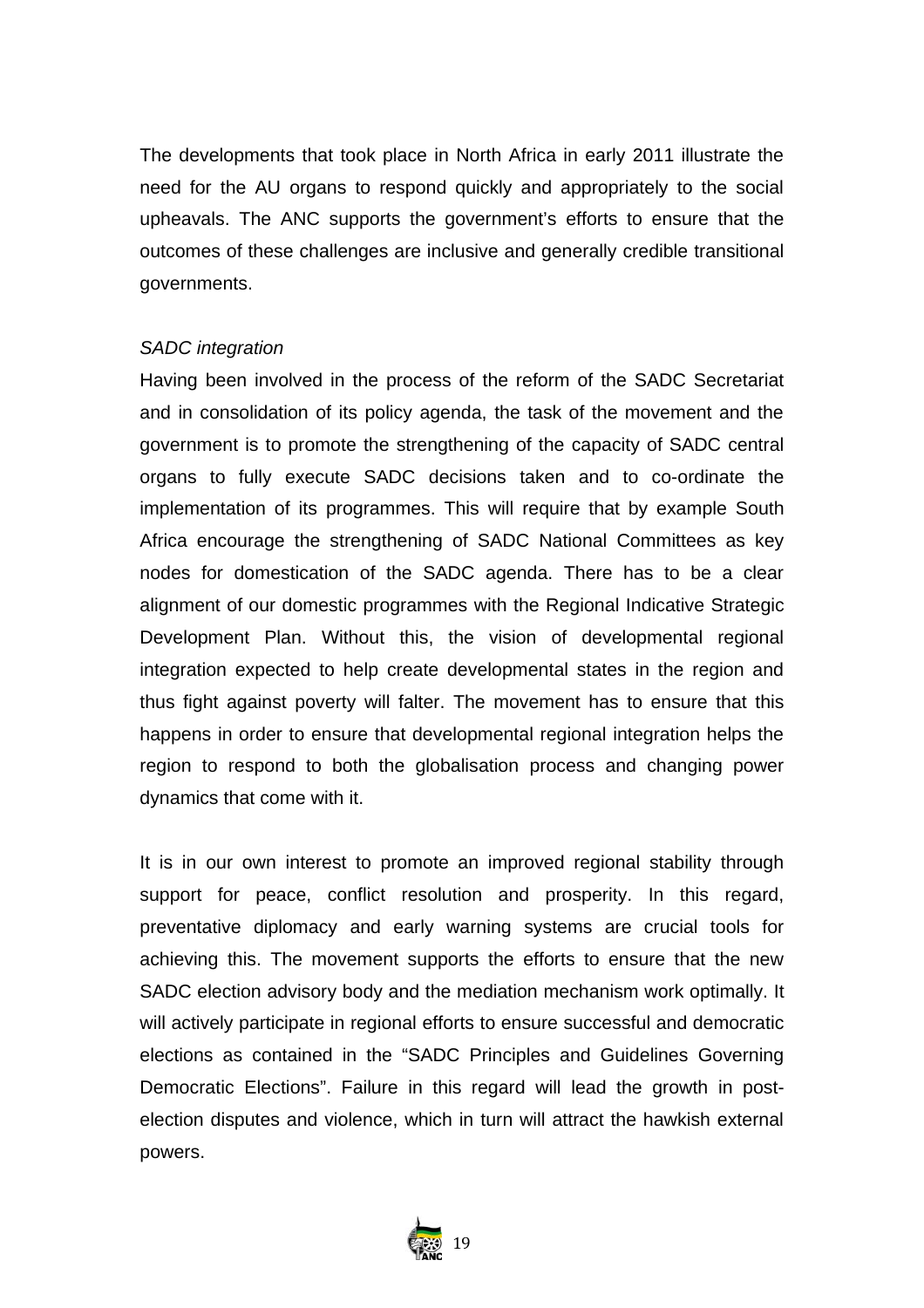The developments that took place in North Africa in early 2011 illustrate the need for the AU organs to respond quickly and appropriately to the social upheavals. The ANC supports the government's efforts to ensure that the outcomes of these challenges are inclusive and generally credible transitional governments.

*SADC integration*

Having been involved in the process of the reform of the SADC Secretariat and in consolidation of its policy agenda, the task of the movement and the government is to promote the strengthening of the capacity of SADC central organs to fully execute SADC decisions taken and to co-ordinate the implementation of its programmes. This will require that by example South Africa encourage the strengthening of SADC National Committees as key nodes for domestication of the SADC agenda. There has to be a clear alignment of our domestic programmes with the Regional Indicative Strategic Development Plan. Without this, the vision of developmental regional integration expected to help create developmental states in the region and thus fight against poverty will falter. The movement has to ensure that this happens in order to ensure that developmental regional integration helps the region to respond to both the globalisation process and changing power dynamics that come with it.

It is in our own interest to promote an improved regional stability through support for peace, conflict resolution and prosperity. In this regard, preventative diplomacy and early warning systems are crucial tools for achieving this. The movement supports the efforts to ensure that the new SADC election advisory body and the mediation mechanism work optimally. It will actively participate in regional efforts to ensure successful and democratic elections as contained in the "SADC Principles and Guidelines Governing Democratic Elections". Failure in this regard will lead the growth in post-election disputes and violence, which in turn will attract the hawkish external powers.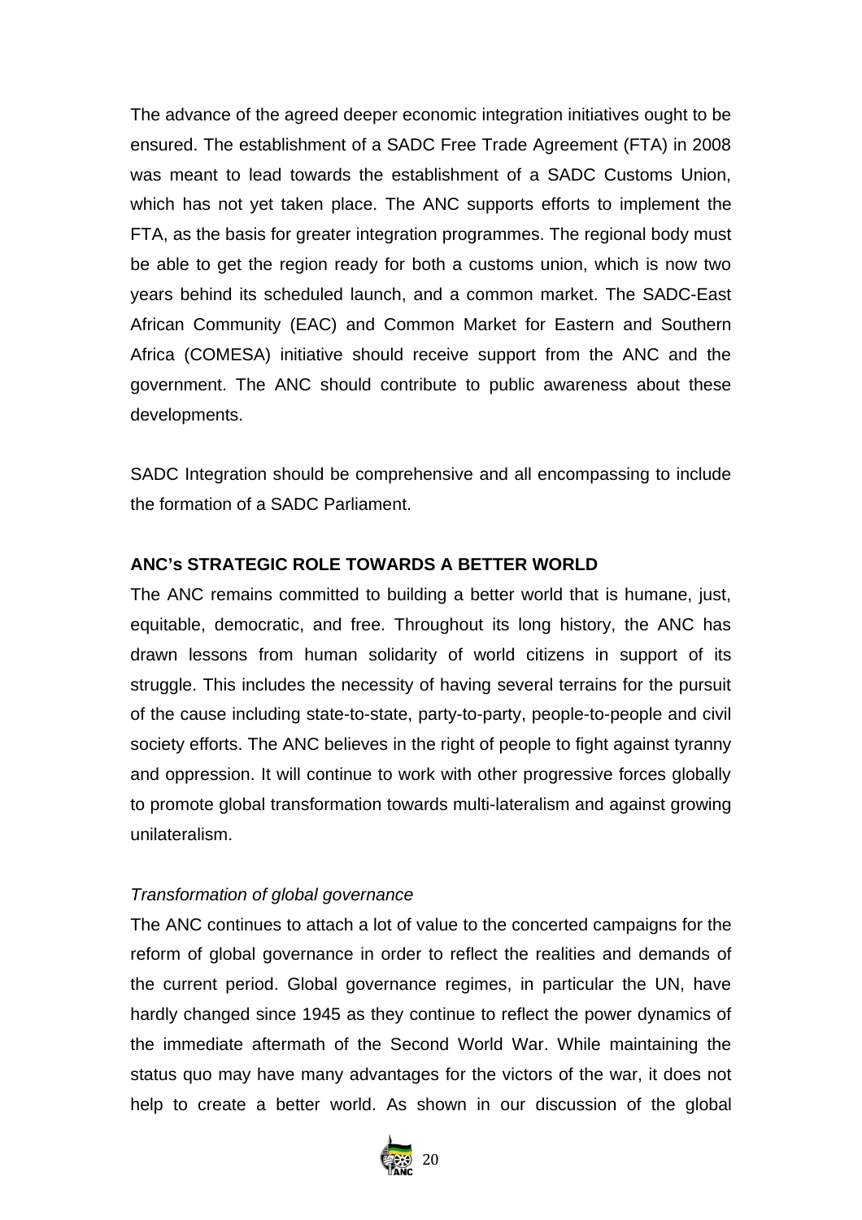The advance of the agreed deeper economic integration initiatives ought to be ensured. The establishment of a SADC Free Trade Agreement (FTA) in 2008 was meant to lead towards the establishment of a SADC Customs Union, which has not yet taken place. The ANC supports efforts to implement the FTA, as the basis for greater integration programmes. The regional body must be able to get the region ready for both a customs union, which is now two years behind its scheduled launch, and a common market. The SADC-East African Community (EAC) and Common Market for Eastern and Southern Africa (COMESA) initiative should receive support from the ANC and the government. The ANC should contribute to public awareness about these developments.

SADC Integration should be comprehensive and all encompassing to include the formation of a SADC Parliament.

**ANC's STRATEGIC ROLE TOWARDS A BETTER WORLD**

The ANC remains committed to building a better world that is humane, just, equitable, democratic, and free. Throughout its long history, the ANC has drawn lessons from human solidarity of world citizens in support of its struggle. This includes the necessity of having several terrains for the pursuit of the cause including state-to-state, party-to-party, people-to-people and civil society efforts. The ANC believes in the right of people to fight against tyranny and oppression. It will continue to work with other progressive forces globally to promote global transformation towards multi-lateralism and against growing unilateralism.

*Transformation of global governance*

The ANC continues to attach a lot of value to the concerted campaigns for the reform of global governance in order to reflect the realities and demands of the current period. Global governance regimes, in particular the UN, have hardly changed since 1945 as they continue to reflect the power dynamics of the immediate aftermath of the Second World War. While maintaining the status quo may have many advantages for the victors of the war, it does not help to create a better world. As shown in our discussion of the global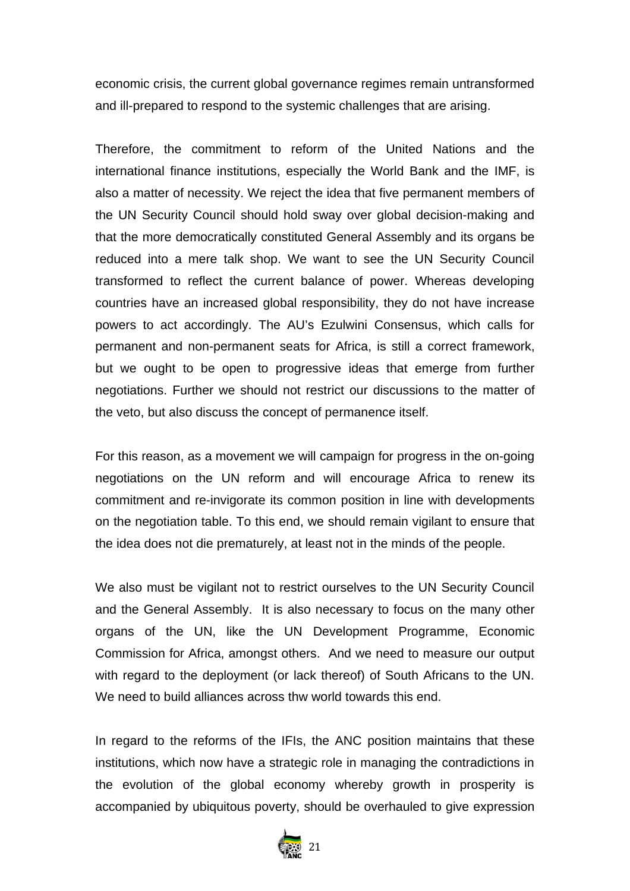economic crisis, the current global governance regimes remain untransformed and ill-prepared to respond to the systemic challenges that are arising.

Therefore, the commitment to reform of the United Nations and the international finance institutions, especially the World Bank and the IMF, is also a matter of necessity. We reject the idea that five permanent members of the UN Security Council should hold sway over global decision-making and that the more democratically constituted General Assembly and its organs be reduced into a mere talk shop. We want to see the UN Security Council transformed to reflect the current balance of power. Whereas developing countries have an increased global responsibility, they do not have increase powers to act accordingly. The AU's Ezulwini Consensus, which calls for permanent and non-permanent seats for Africa, is still a correct framework, but we ought to be open to progressive ideas that emerge from further negotiations. Further we should not restrict our discussions to the matter of the veto, but also discuss the concept of permanence itself.

For this reason, as a movement we will campaign for progress in the on-going negotiations on the UN reform and will encourage Africa to renew its commitment and re-invigorate its common position in line with developments on the negotiation table. To this end, we should remain vigilant to ensure that the idea does not die prematurely, at least not in the minds of the people.

We also must be vigilant not to restrict ourselves to the UN Security Council and the General Assembly. It is also necessary to focus on the many other organs of the UN, like the UN Development Programme, Economic Commission for Africa, amongst others. And we need to measure our output with regard to the deployment (or lack thereof) of South Africans to the UN. We need to build alliances across thw world towards this end.

In regard to the reforms of the IFIs, the ANC position maintains that these institutions, which now have a strategic role in managing the contradictions in the evolution of the global economy whereby growth in prosperity is accompanied by ubiquitous poverty, should be overhauled to give expression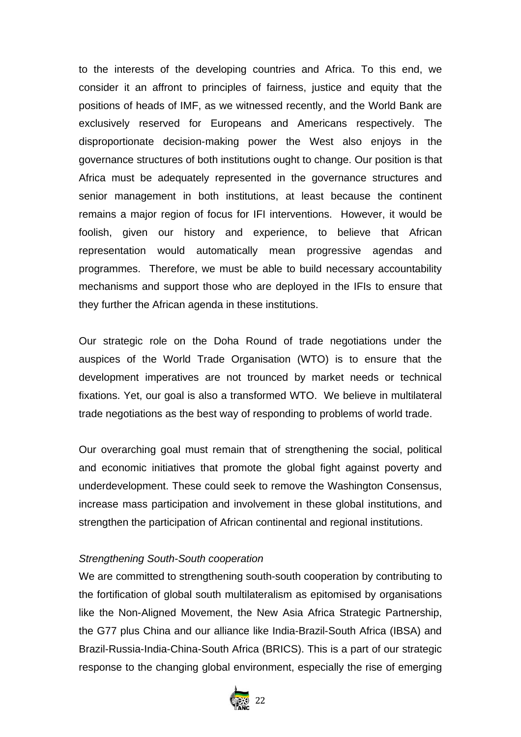to the interests of the developing countries and Africa. To this end, we consider it an affront to principles of fairness, justice and equity that the positions of heads of IMF, as we witnessed recently, and the World Bank are exclusively reserved for Europeans and Americans respectively. The disproportionate decision-making power the West also enjoys in the governance structures of both institutions ought to change. Our position is that Africa must be adequately represented in the governance structures and senior management in both institutions, at least because the continent remains a major region of focus for IFI interventions. However, it would be foolish, given our history and experience, to believe that African representation would automatically mean progressive agendas and programmes. Therefore, we must be able to build necessary accountability mechanisms and support those who are deployed in the IFIs to ensure that they further the African agenda in these institutions.

Our strategic role on the Doha Round of trade negotiations under the auspices of the World Trade Organisation (WTO) is to ensure that the development imperatives are not trounced by market needs or technical fixations. Yet, our goal is also a transformed WTO. We believe in multilateral trade negotiations as the best way of responding to problems of world trade.

Our overarching goal must remain that of strengthening the social, political and economic initiatives that promote the global fight against poverty and underdevelopment. These could seek to remove the Washington Consensus, increase mass participation and involvement in these global institutions, and strengthen the participation of African continental and regional institutions.

*Strengthening South-South cooperation*

We are committed to strengthening south-south cooperation by contributing to the fortification of global south multilateralism as epitomised by organisations like the Non-Aligned Movement, the New Asia Africa Strategic Partnership, the G77 plus China and our alliance like India-Brazil-South Africa (IBSA) and Brazil-Russia-India-China-South Africa (BRICS). This is a part of our strategic response to the changing global environment, especially the rise of emerging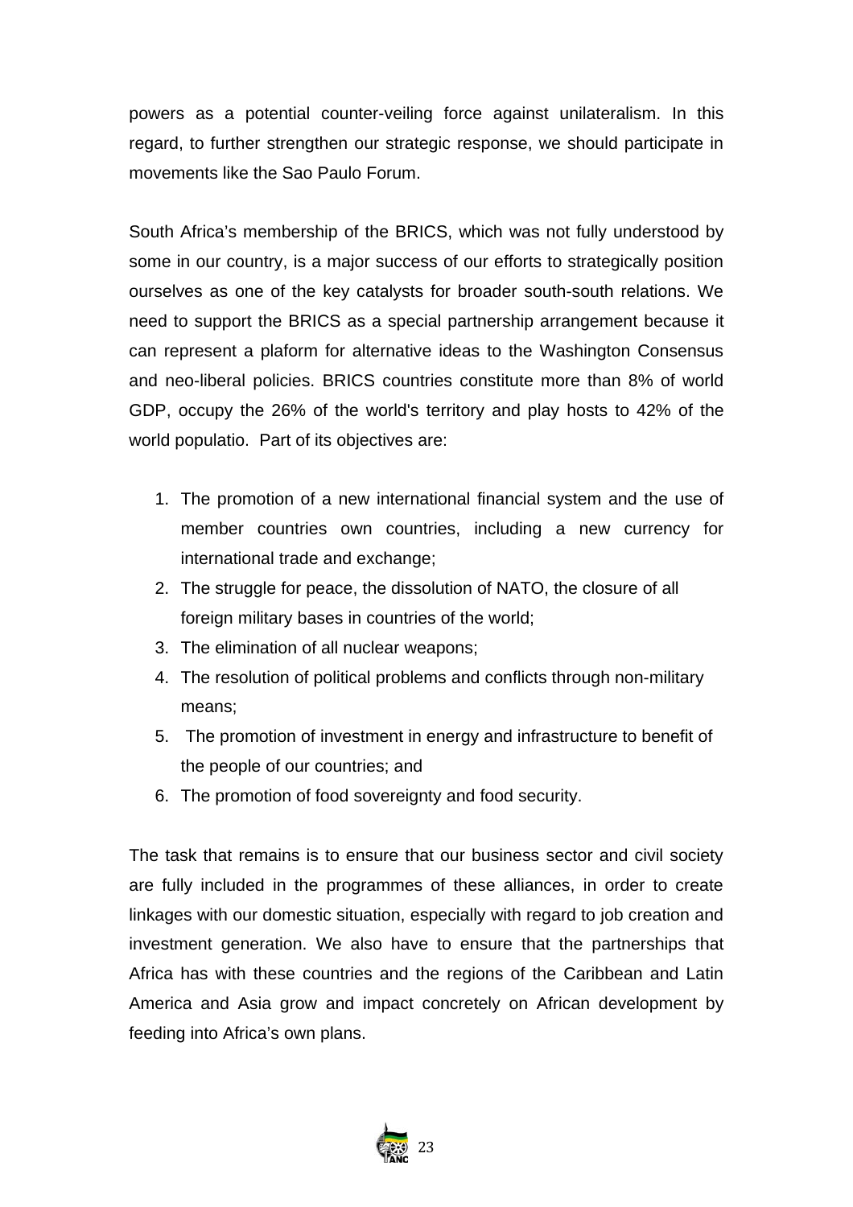powers as a potential counter-veiling force against unilateralism. In this regard, to further strengthen our strategic response, we should participate in movements like the Sao Paulo Forum.

South Africa's membership of the BRICS, which was not fully understood by some in our country, is a major success of our efforts to strategically position ourselves as one of the key catalysts for broader south-south relations. We need to support the BRICS as a special partnership arrangement because it can represent a plaform for alternative ideas to the Washington Consensus and neo-liberal policies. BRICS countries constitute more than 8% of world GDP, occupy the 26% of the world's territory and play hosts to 42% of the world populatio. Part of its objectives are:

1. The promotion of a new international financial system and the use of member countries own countries, including a new currency for international trade and exchange;
2. The struggle for peace, the dissolution of NATO, the closure of all foreign military bases in countries of the world;
3. The elimination of all nuclear weapons;
4. The resolution of political problems and conflicts through non-military means;
5. The promotion of investment in energy and infrastructure to benefit of the people of our countries; and
6. The promotion of food sovereignty and food security.

The task that remains is to ensure that our business sector and civil society are fully included in the programmes of these alliances, in order to create linkages with our domestic situation, especially with regard to job creation and investment generation. We also have to ensure that the partnerships that Africa has with these countries and the regions of the Caribbean and Latin America and Asia grow and impact concretely on African development by feeding into Africa's own plans.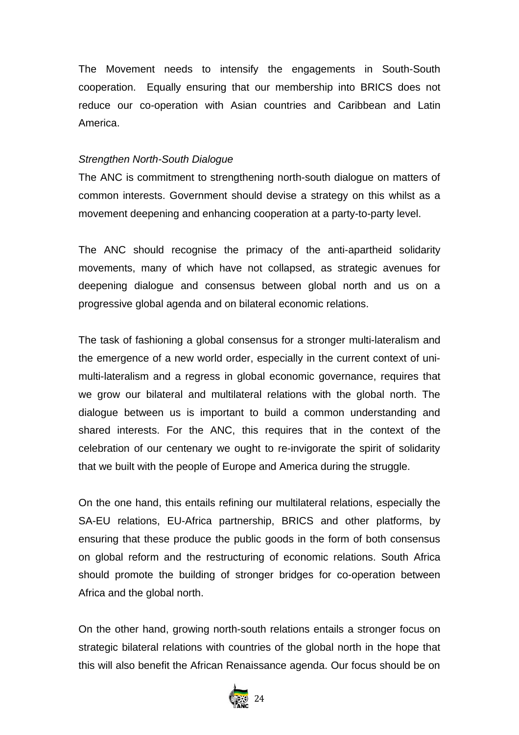The Movement needs to intensify the engagements in South-South cooperation. Equally ensuring that our membership into BRICS does not reduce our co-operation with Asian countries and Caribbean and Latin America.

*Strengthen North-South Dialogue*

The ANC is commitment to strengthening north-south dialogue on matters of common interests. Government should devise a strategy on this whilst as a movement deepening and enhancing cooperation at a party-to-party level.

The ANC should recognise the primacy of the anti-apartheid solidarity movements, many of which have not collapsed, as strategic avenues for deepening dialogue and consensus between global north and us on a progressive global agenda and on bilateral economic relations.

The task of fashioning a global consensus for a stronger multi-lateralism and the emergence of a new world order, especially in the current context of uni-multi-lateralism and a regress in global economic governance, requires that we grow our bilateral and multilateral relations with the global north. The dialogue between us is important to build a common understanding and shared interests. For the ANC, this requires that in the context of the celebration of our centenary we ought to re-invigorate the spirit of solidarity that we built with the people of Europe and America during the struggle.

On the one hand, this entails refining our multilateral relations, especially the SA-EU relations, EU-Africa partnership, BRICS and other platforms, by ensuring that these produce the public goods in the form of both consensus on global reform and the restructuring of economic relations. South Africa should promote the building of stronger bridges for co-operation between Africa and the global north.

On the other hand, growing north-south relations entails a stronger focus on strategic bilateral relations with countries of the global north in the hope that this will also benefit the African Renaissance agenda. Our focus should be on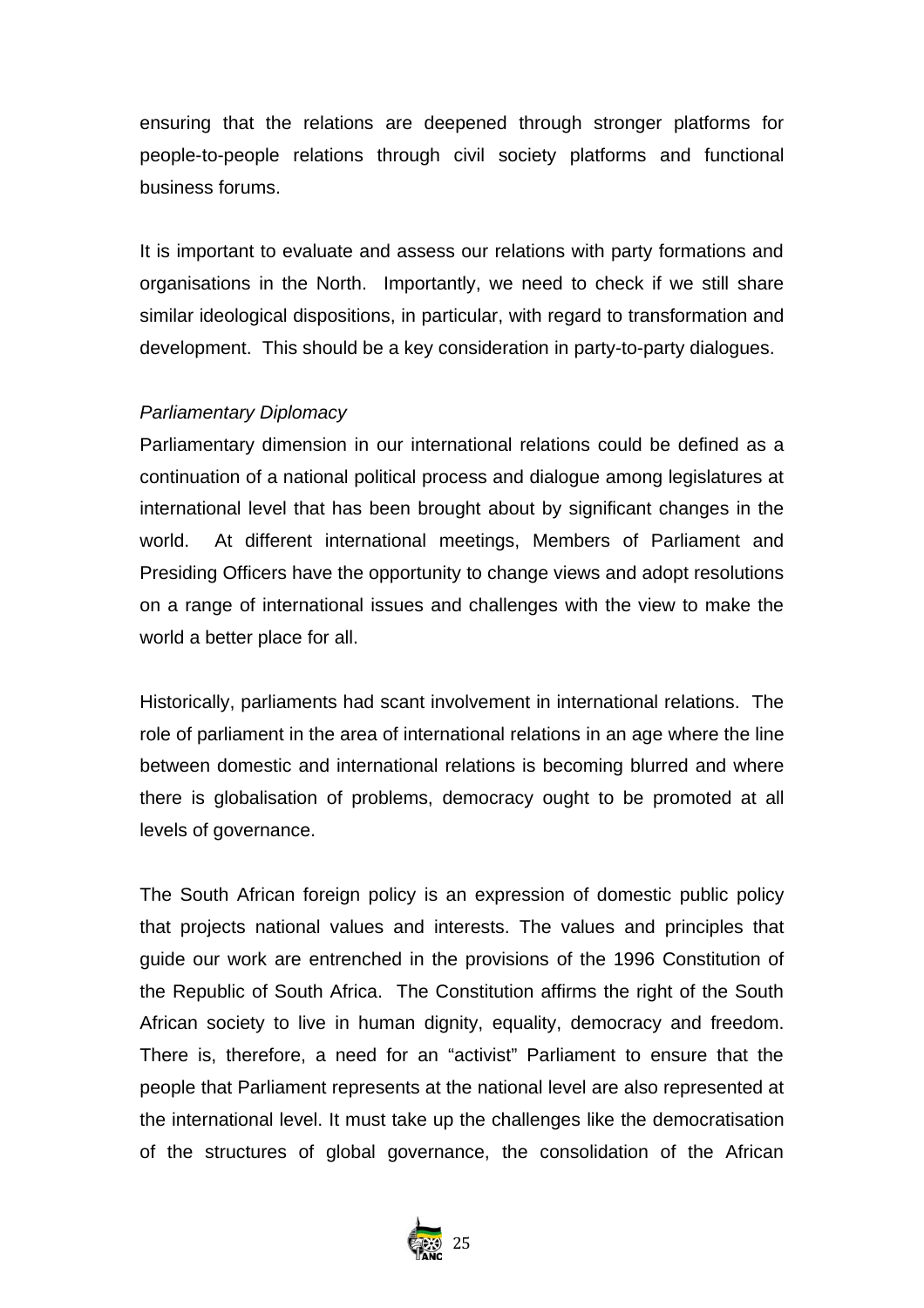ensuring that the relations are deepened through stronger platforms for people-to-people relations through civil society platforms and functional business forums.

It is important to evaluate and assess our relations with party formations and organisations in the North. Importantly, we need to check if we still share similar ideological dispositions, in particular, with regard to transformation and development. This should be a key consideration in party-to-party dialogues.

*Parliamentary Diplomacy*

Parliamentary dimension in our international relations could be defined as a continuation of a national political process and dialogue among legislatures at international level that has been brought about by significant changes in the world. At different international meetings, Members of Parliament and Presiding Officers have the opportunity to change views and adopt resolutions on a range of international issues and challenges with the view to make the world a better place for all.

Historically, parliaments had scant involvement in international relations. The role of parliament in the area of international relations in an age where the line between domestic and international relations is becoming blurred and where there is globalisation of problems, democracy ought to be promoted at all levels of governance.

The South African foreign policy is an expression of domestic public policy that projects national values and interests. The values and principles that guide our work are entrenched in the provisions of the 1996 Constitution of the Republic of South Africa. The Constitution affirms the right of the South African society to live in human dignity, equality, democracy and freedom. There is, therefore, a need for an "activist" Parliament to ensure that the people that Parliament represents at the national level are also represented at the international level. It must take up the challenges like the democratisation of the structures of global governance, the consolidation of the African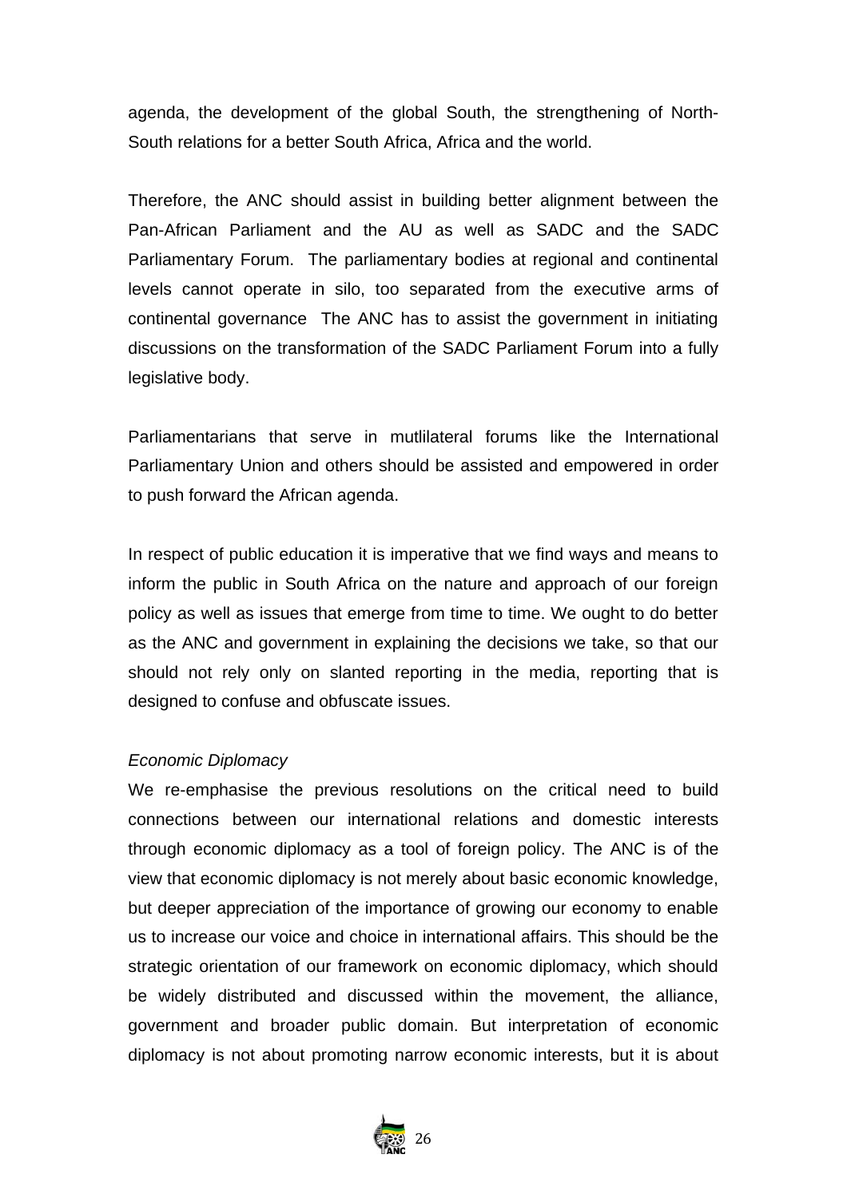agenda, the development of the global South, the strengthening of North-South relations for a better South Africa, Africa and the world.

Therefore, the ANC should assist in building better alignment between the Pan-African Parliament and the AU as well as SADC and the SADC Parliamentary Forum. The parliamentary bodies at regional and continental levels cannot operate in silo, too separated from the executive arms of continental governance The ANC has to assist the government in initiating discussions on the transformation of the SADC Parliament Forum into a fully legislative body.

Parliamentarians that serve in mutlilateral forums like the International Parliamentary Union and others should be assisted and empowered in order to push forward the African agenda.

In respect of public education it is imperative that we find ways and means to inform the public in South Africa on the nature and approach of our foreign policy as well as issues that emerge from time to time. We ought to do better as the ANC and government in explaining the decisions we take, so that our should not rely only on slanted reporting in the media, reporting that is designed to confuse and obfuscate issues.

*Economic Diplomacy*

We re-emphasise the previous resolutions on the critical need to build connections between our international relations and domestic interests through economic diplomacy as a tool of foreign policy. The ANC is of the view that economic diplomacy is not merely about basic economic knowledge, but deeper appreciation of the importance of growing our economy to enable us to increase our voice and choice in international affairs. This should be the strategic orientation of our framework on economic diplomacy, which should be widely distributed and discussed within the movement, the alliance, government and broader public domain. But interpretation of economic diplomacy is not about promoting narrow economic interests, but it is about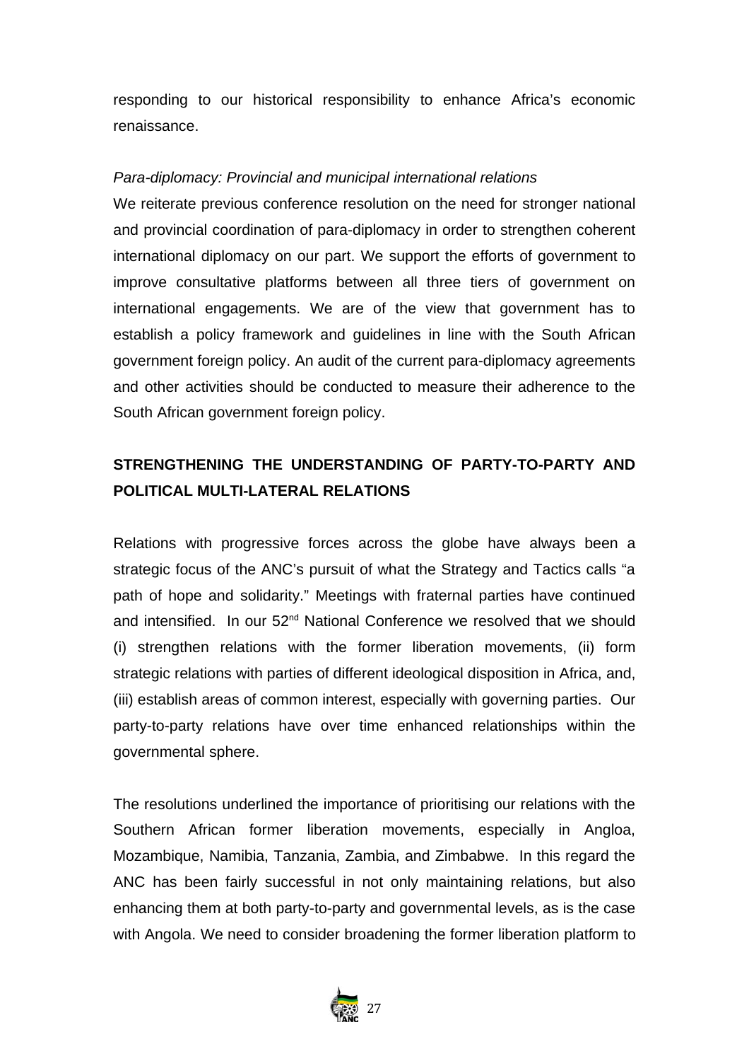responding to our historical responsibility to enhance Africa's economic renaissance.

*Para-diplomacy: Provincial and municipal international relations*

We reiterate previous conference resolution on the need for stronger national and provincial coordination of para-diplomacy in order to strengthen coherent international diplomacy on our part. We support the efforts of government to improve consultative platforms between all three tiers of government on international engagements. We are of the view that government has to establish a policy framework and guidelines in line with the South African government foreign policy. An audit of the current para-diplomacy agreements and other activities should be conducted to measure their adherence to the South African government foreign policy.

## STRENGTHENING THE UNDERSTANDING OF PARTY-TO-PARTY AND POLITICAL MULTI-LATERAL RELATIONS

Relations with progressive forces across the globe have always been a strategic focus of the ANC's pursuit of what the Strategy and Tactics calls "a path of hope and solidarity." Meetings with fraternal parties have continued and intensified. In our 52nd National Conference we resolved that we should (i) strengthen relations with the former liberation movements, (ii) form strategic relations with parties of different ideological disposition in Africa, and, (iii) establish areas of common interest, especially with governing parties. Our party-to-party relations have over time enhanced relationships within the governmental sphere.

The resolutions underlined the importance of prioritising our relations with the Southern African former liberation movements, especially in Angloa, Mozambique, Namibia, Tanzania, Zambia, and Zimbabwe. In this regard the ANC has been fairly successful in not only maintaining relations, but also enhancing them at both party-to-party and governmental levels, as is the case with Angola. We need to consider broadening the former liberation platform to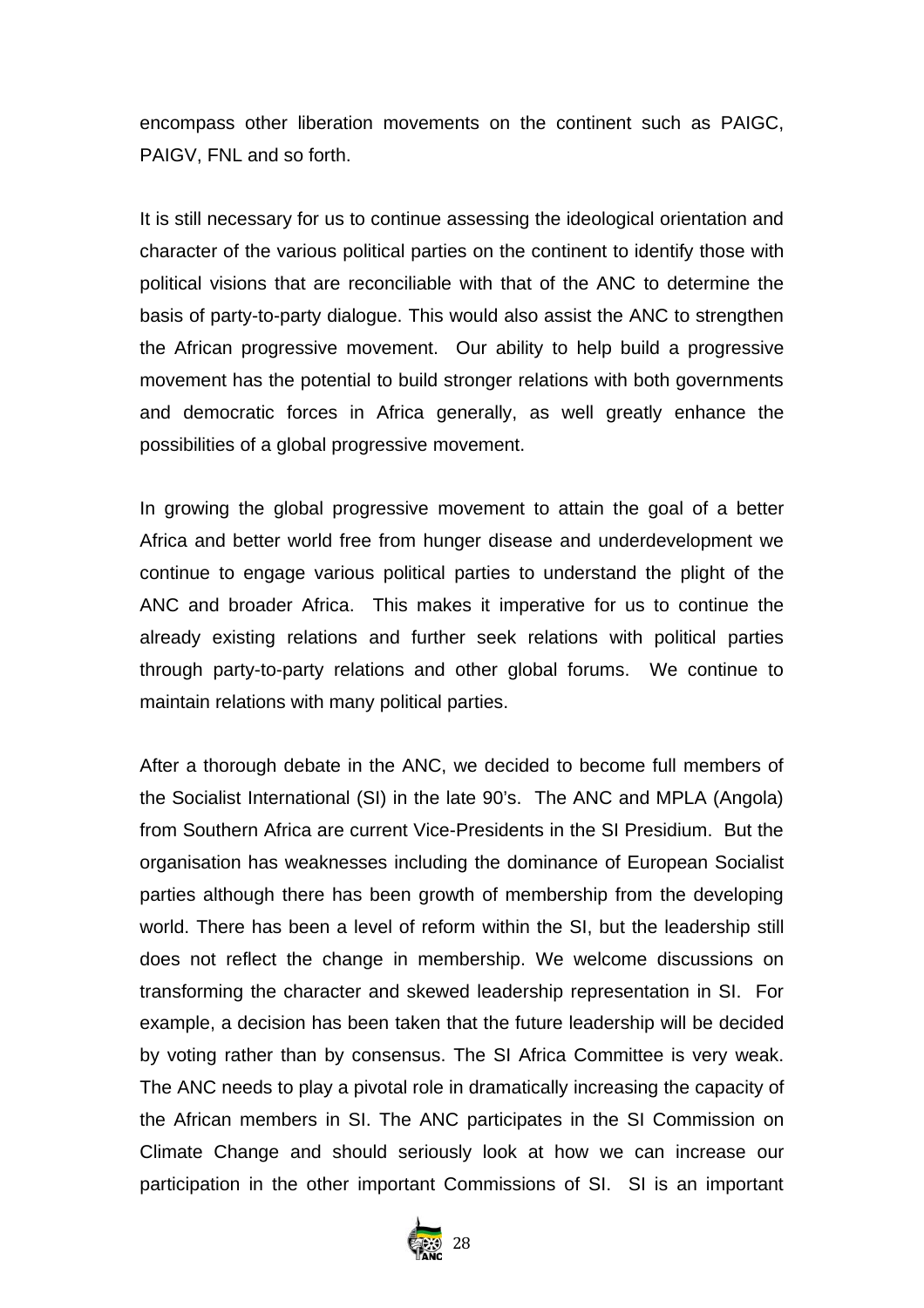encompass other liberation movements on the continent such as PAIGC, PAIGV, FNL and so forth.

It is still necessary for us to continue assessing the ideological orientation and character of the various political parties on the continent to identify those with political visions that are reconciliable with that of the ANC to determine the basis of party-to-party dialogue. This would also assist the ANC to strengthen the African progressive movement. Our ability to help build a progressive movement has the potential to build stronger relations with both governments and democratic forces in Africa generally, as well greatly enhance the possibilities of a global progressive movement.

In growing the global progressive movement to attain the goal of a better Africa and better world free from hunger disease and underdevelopment we continue to engage various political parties to understand the plight of the ANC and broader Africa. This makes it imperative for us to continue the already existing relations and further seek relations with political parties through party-to-party relations and other global forums. We continue to maintain relations with many political parties.

After a thorough debate in the ANC, we decided to become full members of the Socialist International (SI) in the late 90's. The ANC and MPLA (Angola) from Southern Africa are current Vice-Presidents in the SI Presidium. But the organisation has weaknesses including the dominance of European Socialist parties although there has been growth of membership from the developing world. There has been a level of reform within the SI, but the leadership still does not reflect the change in membership. We welcome discussions on transforming the character and skewed leadership representation in SI. For example, a decision has been taken that the future leadership will be decided by voting rather than by consensus. The SI Africa Committee is very weak. The ANC needs to play a pivotal role in dramatically increasing the capacity of the African members in SI. The ANC participates in the SI Commission on Climate Change and should seriously look at how we can increase our participation in the other important Commissions of SI. SI is an important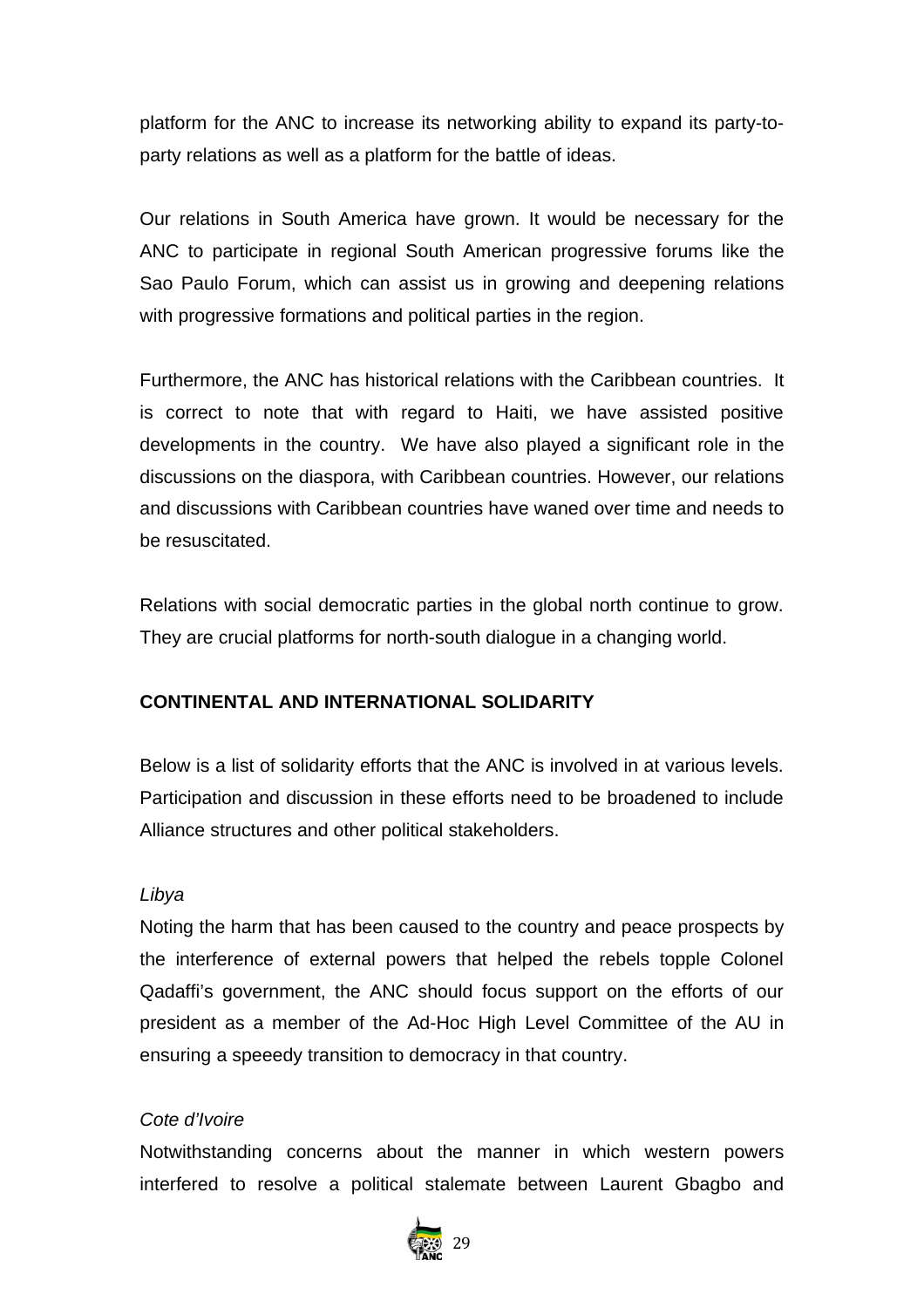platform for the ANC to increase its networking ability to expand its party-to-party relations as well as a platform for the battle of ideas.

Our relations in South America have grown. It would be necessary for the ANC to participate in regional South American progressive forums like the Sao Paulo Forum, which can assist us in growing and deepening relations with progressive formations and political parties in the region.

Furthermore, the ANC has historical relations with the Caribbean countries. It is correct to note that with regard to Haiti, we have assisted positive developments in the country. We have also played a significant role in the discussions on the diaspora, with Caribbean countries. However, our relations and discussions with Caribbean countries have waned over time and needs to be resuscitated.

Relations with social democratic parties in the global north continue to grow. They are crucial platforms for north-south dialogue in a changing world.

**CONTINENTAL AND INTERNATIONAL SOLIDARITY**

Below is a list of solidarity efforts that the ANC is involved in at various levels. Participation and discussion in these efforts need to be broadened to include Alliance structures and other political stakeholders.

*Libya*

Noting the harm that has been caused to the country and peace prospects by the interference of external powers that helped the rebels topple Colonel Qadaffi's government, the ANC should focus support on the efforts of our president as a member of the Ad-Hoc High Level Committee of the AU in ensuring a speeedy transition to democracy in that country.

*Cote d'Ivoire*

Notwithstanding concerns about the manner in which western powers interfered to resolve a political stalemate between Laurent Gbagbo and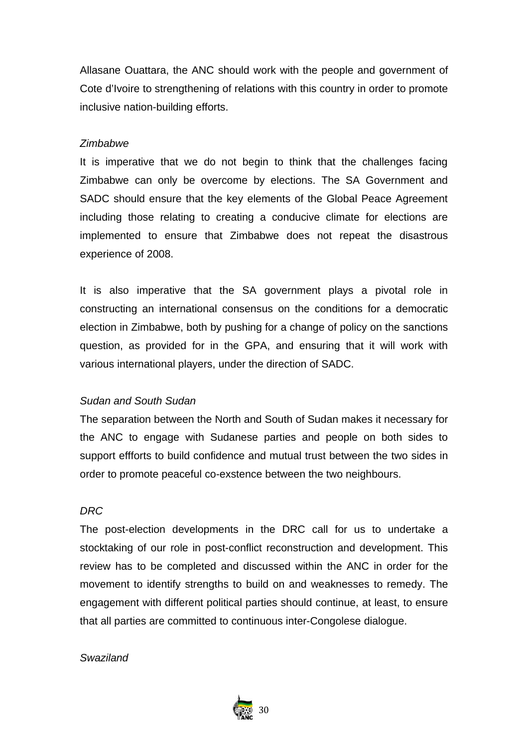Allasane Ouattara, the ANC should work with the people and government of Cote d'Ivoire to strengthening of relations with this country in order to promote inclusive nation-building efforts.

*Zimbabwe*

It is imperative that we do not begin to think that the challenges facing Zimbabwe can only be overcome by elections. The SA Government and SADC should ensure that the key elements of the Global Peace Agreement including those relating to creating a conducive climate for elections are implemented to ensure that Zimbabwe does not repeat the disastrous experience of 2008.

It is also imperative that the SA government plays a pivotal role in constructing an international consensus on the conditions for a democratic election in Zimbabwe, both by pushing for a change of policy on the sanctions question, as provided for in the GPA, and ensuring that it will work with various international players, under the direction of SADC.

*Sudan and South Sudan*

The separation between the North and South of Sudan makes it necessary for the ANC to engage with Sudanese parties and people on both sides to support effforts to build confidence and mutual trust between the two sides in order to promote peaceful co-exstence between the two neighbours.

*DRC*

The post-election developments in the DRC call for us to undertake a stocktaking of our role in post-conflict reconstruction and development. This review has to be completed and discussed within the ANC in order for the movement to identify strengths to build on and weaknesses to remedy. The engagement with different political parties should continue, at least, to ensure that all parties are committed to continuous inter-Congolese dialogue.

*Swaziland*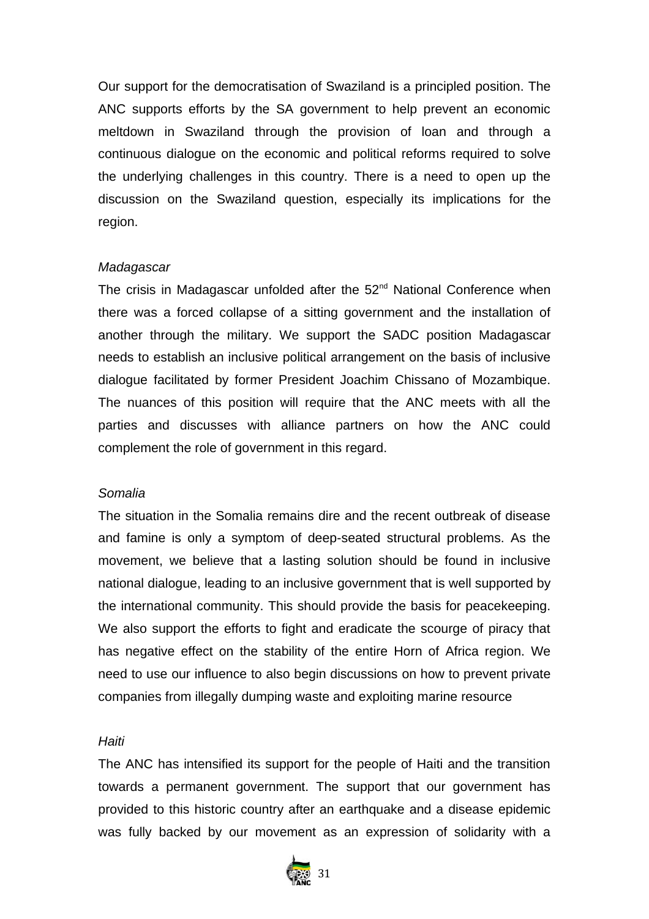Our support for the democratisation of Swaziland is a principled position. The ANC supports efforts by the SA government to help prevent an economic meltdown in Swaziland through the provision of loan and through a continuous dialogue on the economic and political reforms required to solve the underlying challenges in this country. There is a need to open up the discussion on the Swaziland question, especially its implications for the region.

*Madagascar*

The crisis in Madagascar unfolded after the 52nd National Conference when there was a forced collapse of a sitting government and the installation of another through the military. We support the SADC position Madagascar needs to establish an inclusive political arrangement on the basis of inclusive dialogue facilitated by former President Joachim Chissano of Mozambique. The nuances of this position will require that the ANC meets with all the parties and discusses with alliance partners on how the ANC could complement the role of government in this regard.

*Somalia*

The situation in the Somalia remains dire and the recent outbreak of disease and famine is only a symptom of deep-seated structural problems. As the movement, we believe that a lasting solution should be found in inclusive national dialogue, leading to an inclusive government that is well supported by the international community. This should provide the basis for peacekeeping. We also support the efforts to fight and eradicate the scourge of piracy that has negative effect on the stability of the entire Horn of Africa region. We need to use our influence to also begin discussions on how to prevent private companies from illegally dumping waste and exploiting marine resource

*Haiti*

The ANC has intensified its support for the people of Haiti and the transition towards a permanent government. The support that our government has provided to this historic country after an earthquake and a disease epidemic was fully backed by our movement as an expression of solidarity with a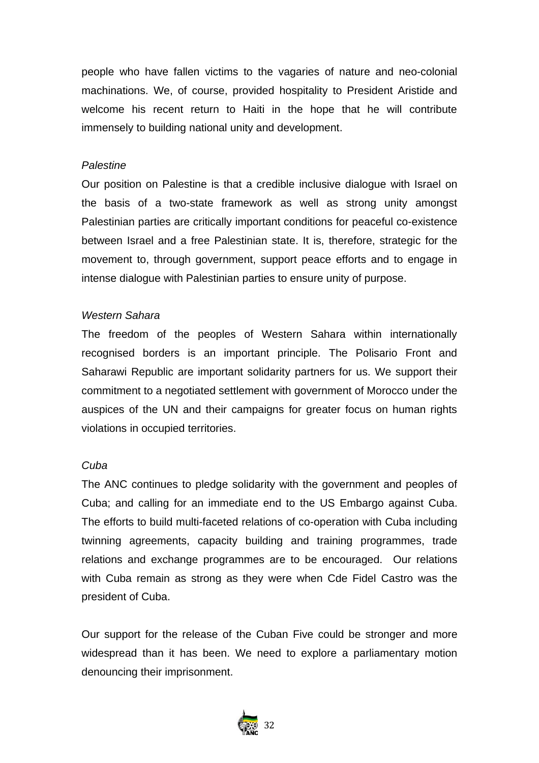people who have fallen victims to the vagaries of nature and neo-colonial machinations. We, of course, provided hospitality to President Aristide and welcome his recent return to Haiti in the hope that he will contribute immensely to building national unity and development.

*Palestine*

Our position on Palestine is that a credible inclusive dialogue with Israel on the basis of a two-state framework as well as strong unity amongst Palestinian parties are critically important conditions for peaceful co-existence between Israel and a free Palestinian state. It is, therefore, strategic for the movement to, through government, support peace efforts and to engage in intense dialogue with Palestinian parties to ensure unity of purpose.

*Western Sahara*

The freedom of the peoples of Western Sahara within internationally recognised borders is an important principle. The Polisario Front and Saharawi Republic are important solidarity partners for us. We support their commitment to a negotiated settlement with government of Morocco under the auspices of the UN and their campaigns for greater focus on human rights violations in occupied territories.

*Cuba*

The ANC continues to pledge solidarity with the government and peoples of Cuba; and calling for an immediate end to the US Embargo against Cuba. The efforts to build multi-faceted relations of co-operation with Cuba including twinning agreements, capacity building and training programmes, trade relations and exchange programmes are to be encouraged. Our relations with Cuba remain as strong as they were when Cde Fidel Castro was the president of Cuba.

Our support for the release of the Cuban Five could be stronger and more widespread than it has been. We need to explore a parliamentary motion denouncing their imprisonment.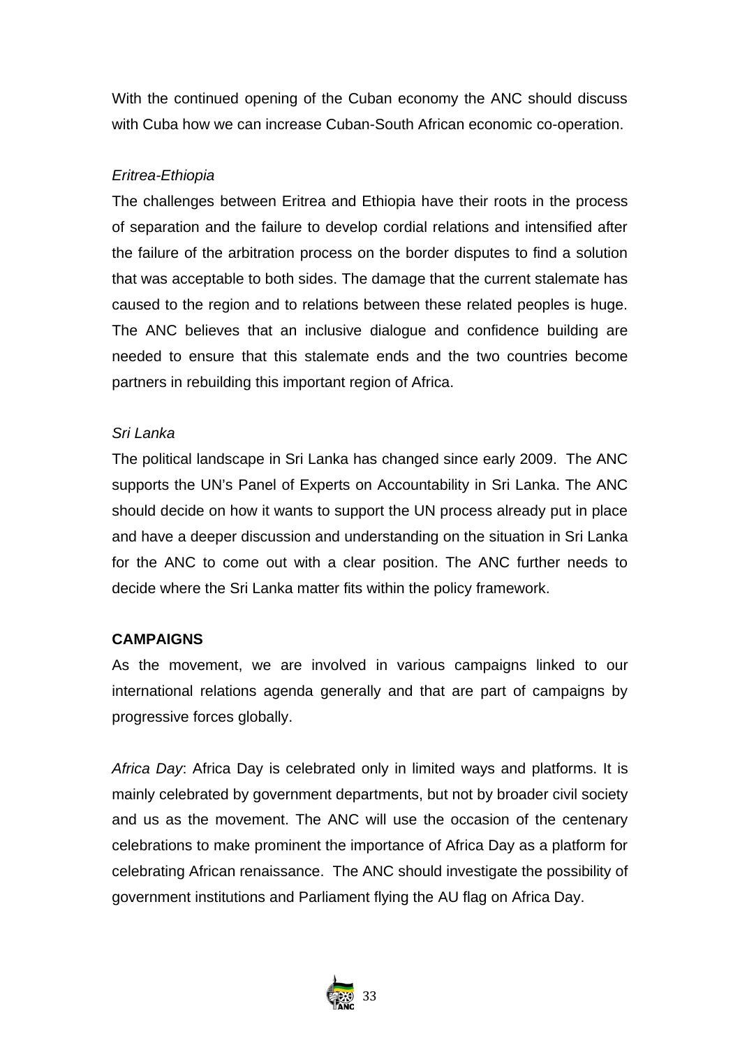With the continued opening of the Cuban economy the ANC should discuss with Cuba how we can increase Cuban-South African economic co-operation.

*Eritrea-Ethiopia*

The challenges between Eritrea and Ethiopia have their roots in the process of separation and the failure to develop cordial relations and intensified after the failure of the arbitration process on the border disputes to find a solution that was acceptable to both sides. The damage that the current stalemate has caused to the region and to relations between these related peoples is huge. The ANC believes that an inclusive dialogue and confidence building are needed to ensure that this stalemate ends and the two countries become partners in rebuilding this important region of Africa.

*Sri Lanka*

The political landscape in Sri Lanka has changed since early 2009. The ANC supports the UN's Panel of Experts on Accountability in Sri Lanka. The ANC should decide on how it wants to support the UN process already put in place and have a deeper discussion and understanding on the situation in Sri Lanka for the ANC to come out with a clear position. The ANC further needs to decide where the Sri Lanka matter fits within the policy framework.

**CAMPAIGNS**

As the movement, we are involved in various campaigns linked to our international relations agenda generally and that are part of campaigns by progressive forces globally.

*Africa Day*: Africa Day is celebrated only in limited ways and platforms. It is mainly celebrated by government departments, but not by broader civil society and us as the movement. The ANC will use the occasion of the centenary celebrations to make prominent the importance of Africa Day as a platform for celebrating African renaissance. The ANC should investigate the possibility of government institutions and Parliament flying the AU flag on Africa Day.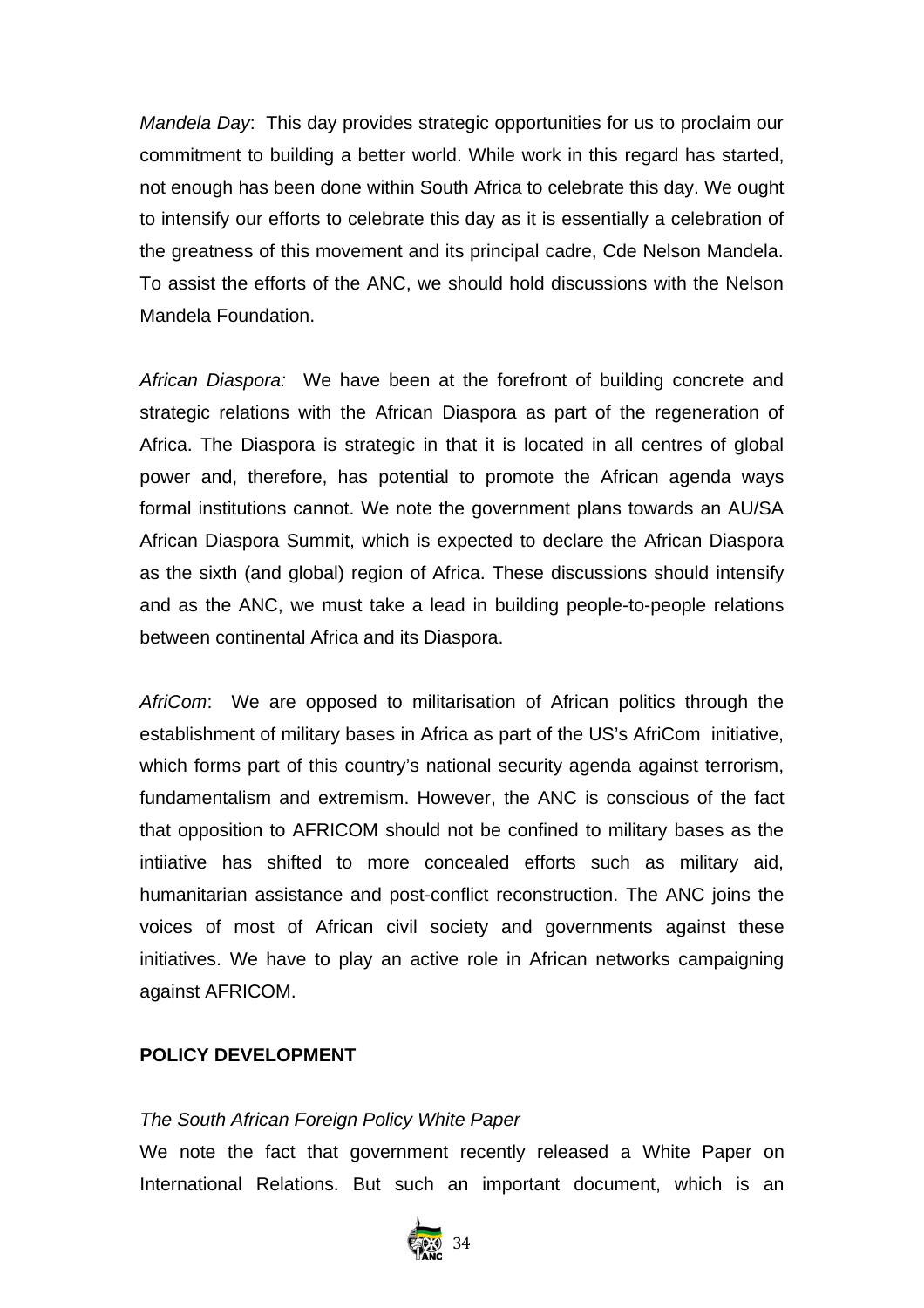*Mandela Day*: This day provides strategic opportunities for us to proclaim our commitment to building a better world. While work in this regard has started, not enough has been done within South Africa to celebrate this day. We ought to intensify our efforts to celebrate this day as it is essentially a celebration of the greatness of this movement and its principal cadre, Cde Nelson Mandela. To assist the efforts of the ANC, we should hold discussions with the Nelson Mandela Foundation.

*African Diaspora:* We have been at the forefront of building concrete and strategic relations with the African Diaspora as part of the regeneration of Africa. The Diaspora is strategic in that it is located in all centres of global power and, therefore, has potential to promote the African agenda ways formal institutions cannot. We note the government plans towards an AU/SA African Diaspora Summit, which is expected to declare the African Diaspora as the sixth (and global) region of Africa. These discussions should intensify and as the ANC, we must take a lead in building people-to-people relations between continental Africa and its Diaspora.

*AfriCom*: We are opposed to militarisation of African politics through the establishment of military bases in Africa as part of the US's AfriCom initiative, which forms part of this country's national security agenda against terrorism, fundamentalism and extremism. However, the ANC is conscious of the fact that opposition to AFRICOM should not be confined to military bases as the intiiative has shifted to more concealed efforts such as military aid, humanitarian assistance and post-conflict reconstruction. The ANC joins the voices of most of African civil society and governments against these initiatives. We have to play an active role in African networks campaigning against AFRICOM.

**POLICY DEVELOPMENT**

*The South African Foreign Policy White Paper*

We note the fact that government recently released a White Paper on International Relations. But such an important document, which is an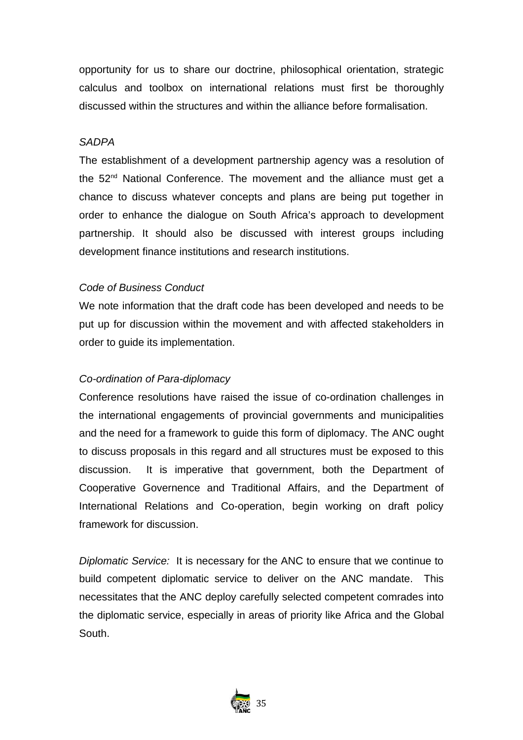opportunity for us to share our doctrine, philosophical orientation, strategic calculus and toolbox on international relations must first be thoroughly discussed within the structures and within the alliance before formalisation.

*SADPA*

The establishment of a development partnership agency was a resolution of the 52nd National Conference. The movement and the alliance must get a chance to discuss whatever concepts and plans are being put together in order to enhance the dialogue on South Africa's approach to development partnership. It should also be discussed with interest groups including development finance institutions and research institutions.

*Code of Business Conduct*

We note information that the draft code has been developed and needs to be put up for discussion within the movement and with affected stakeholders in order to guide its implementation.

*Co-ordination of Para-diplomacy*

Conference resolutions have raised the issue of co-ordination challenges in the international engagements of provincial governments and municipalities and the need for a framework to guide this form of diplomacy. The ANC ought to discuss proposals in this regard and all structures must be exposed to this discussion. It is imperative that government, both the Department of Cooperative Governence and Traditional Affairs, and the Department of International Relations and Co-operation, begin working on draft policy framework for discussion.

*Diplomatic Service:* It is necessary for the ANC to ensure that we continue to build competent diplomatic service to deliver on the ANC mandate. This necessitates that the ANC deploy carefully selected competent comrades into the diplomatic service, especially in areas of priority like Africa and the Global South.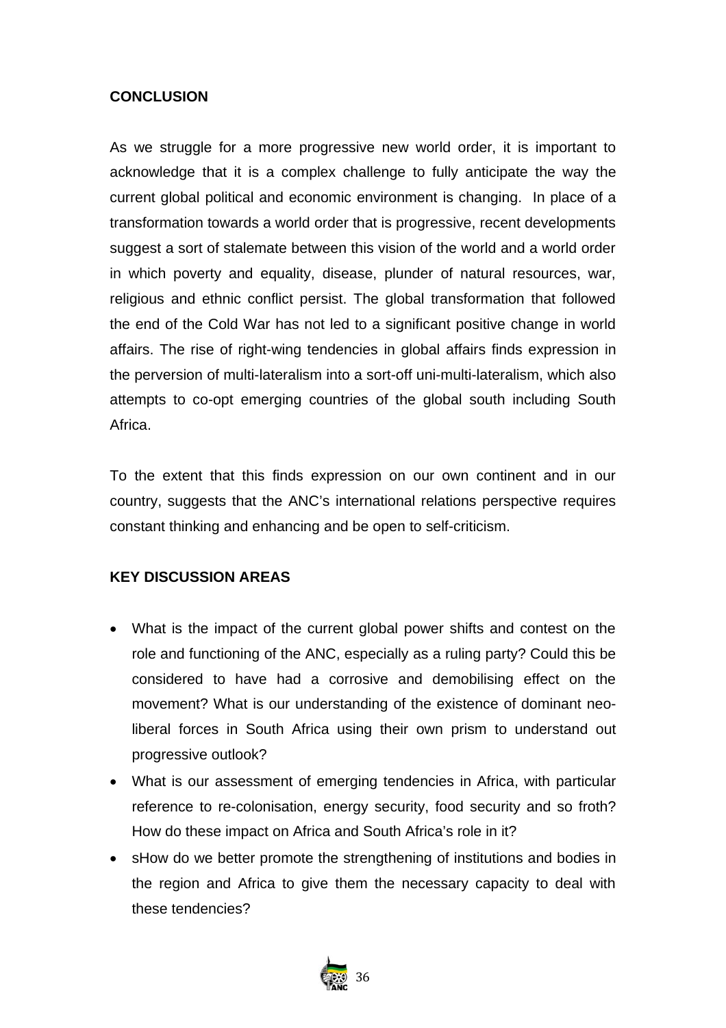**CONCLUSION**

As we struggle for a more progressive new world order, it is important to acknowledge that it is a complex challenge to fully anticipate the way the current global political and economic environment is changing. In place of a transformation towards a world order that is progressive, recent developments suggest a sort of stalemate between this vision of the world and a world order in which poverty and equality, disease, plunder of natural resources, war, religious and ethnic conflict persist. The global transformation that followed the end of the Cold War has not led to a significant positive change in world affairs. The rise of right-wing tendencies in global affairs finds expression in the perversion of multi-lateralism into a sort-off uni-multi-lateralism, which also attempts to co-opt emerging countries of the global south including South Africa.

To the extent that this finds expression on our own continent and in our country, suggests that the ANC's international relations perspective requires constant thinking and enhancing and be open to self-criticism.

**KEY DISCUSSION AREAS**

- What is the impact of the current global power shifts and contest on the role and functioning of the ANC, especially as a ruling party? Could this be considered to have had a corrosive and demobilising effect on the movement? What is our understanding of the existence of dominant neo-liberal forces in South Africa using their own prism to understand out progressive outlook?
- What is our assessment of emerging tendencies in Africa, with particular reference to re-colonisation, energy security, food security and so froth? How do these impact on Africa and South Africa's role in it?
- sHow do we better promote the strengthening of institutions and bodies in the region and Africa to give them the necessary capacity to deal with these tendencies?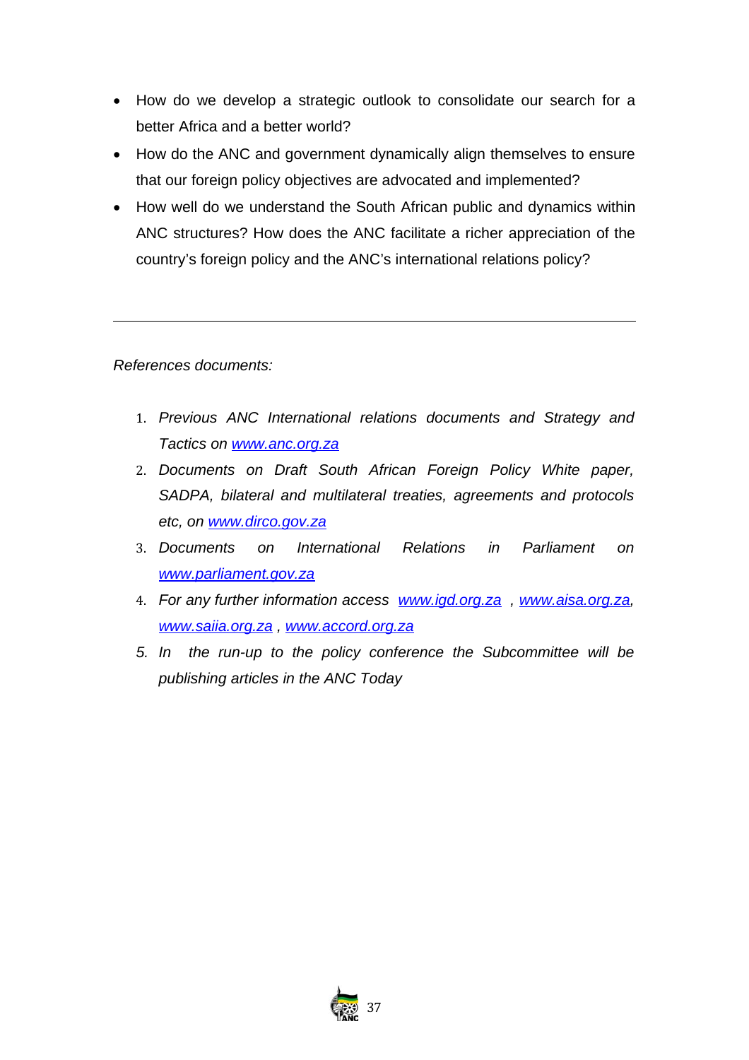- How do we develop a strategic outlook to consolidate our search for a better Africa and a better world?
- How do the ANC and government dynamically align themselves to ensure that our foreign policy objectives are advocated and implemented?
- How well do we understand the South African public and dynamics within ANC structures? How does the ANC facilitate a richer appreciation of the country's foreign policy and the ANC's international relations policy?

---

*References documents:*

1. *Previous ANC International relations documents and Strategy and Tactics on [www.anc.org.za](http://www.anc.org.za)*
2. *Documents on Draft South African Foreign Policy White paper, SADPA, bilateral and multilateral treaties, agreements and protocols etc, on [www.dirco.gov.za](http://www.dirco.gov.za)*
3. *Documents on International Relations in Parliament on [www.parliament.gov.za](http://www.parliament.gov.za)*
4. *For any further information access [www.igd.org.za](http://www.igd.org.za) , [www.aisa.org.za](http://www.aisa.org.za), [www.saiia.org.za](http://www.saiia.org.za) , [www.accord.org.za](http://www.accord.org.za)*
5. *In the run-up to the policy conference the Subcommittee will be publishing articles in the ANC Today*